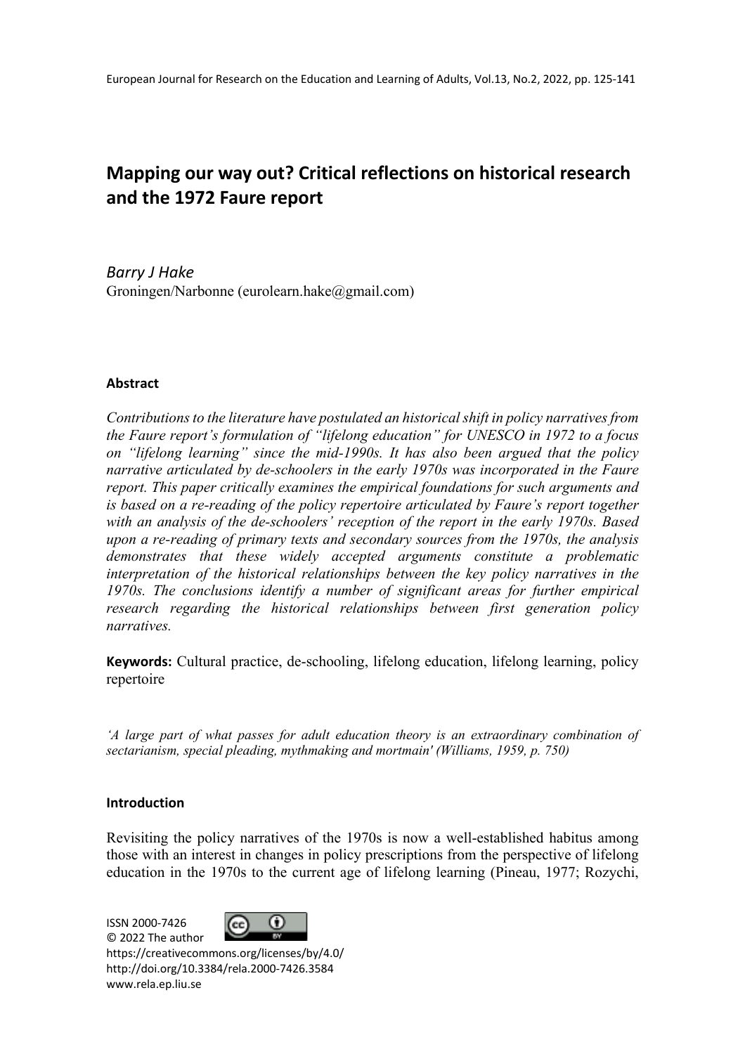# Mapping our way out? Critical reflections on historical research and the 1972 Faure report

*Barry J Hake*
Groningen/Narbonne (eurolearn.hake@gmail.com)

### Abstract

*Contributions to the literature have postulated an historical shift in policy narratives from the Faure report's formulation of "lifelong education" for UNESCO in 1972 to a focus on "lifelong learning" since the mid-1990s. It has also been argued that the policy narrative articulated by de-schoolers in the early 1970s was incorporated in the Faure report. This paper critically examines the empirical foundations for such arguments and is based on a re-reading of the policy repertoire articulated by Faure's report together with an analysis of the de-schoolers' reception of the report in the early 1970s. Based upon a re-reading of primary texts and secondary sources from the 1970s, the analysis demonstrates that these widely accepted arguments constitute a problematic interpretation of the historical relationships between the key policy narratives in the 1970s. The conclusions identify a number of significant areas for further empirical research regarding the historical relationships between first generation policy narratives.*

**Keywords:** Cultural practice, de-schooling, lifelong education, lifelong learning, policy repertoire

*'A large part of what passes for adult education theory is an extraordinary combination of sectarianism, special pleading, mythmaking and mortmain' (Williams, 1959, p. 750)*

### Introduction

Revisiting the policy narratives of the 1970s is now a well-established habitus among those with an interest in changes in policy prescriptions from the perspective of lifelong education in the 1970s to the current age of lifelong learning (Pineau, 1977; Rozychi,

ISSN 2000-7426
© 2022 The author
https://creativecommons.org/licenses/by/4.0/
http://doi.org/10.3384/rela.2000-7426.3584
www.rela.ep.liu.se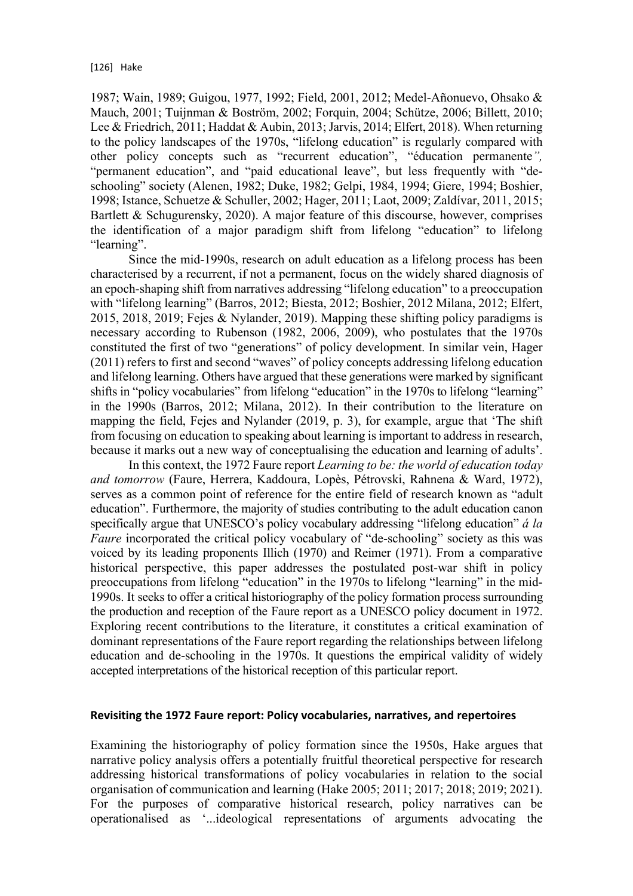1987; Wain, 1989; Guigou, 1977, 1992; Field, 2001, 2012; Medel-Añonuevo, Ohsako & Mauch, 2001; Tuijnman & Boström, 2002; Forquin, 2004; Schütze, 2006; Billett, 2010; Lee & Friedrich, 2011; Haddat & Aubin, 2013; Jarvis, 2014; Elfert, 2018). When returning to the policy landscapes of the 1970s, "lifelong education" is regularly compared with other policy concepts such as "recurrent education", "éducation permanente*",* "permanent education", and "paid educational leave", but less frequently with "de-schooling" society (Alenen, 1982; Duke, 1982; Gelpi, 1984, 1994; Giere, 1994; Boshier, 1998; Istance, Schuetze & Schuller, 2002; Hager, 2011; Laot, 2009; Zaldívar, 2011, 2015; Bartlett & Schugurensky, 2020). A major feature of this discourse, however, comprises the identification of a major paradigm shift from lifelong "education" to lifelong "learning".

Since the mid-1990s, research on adult education as a lifelong process has been characterised by a recurrent, if not a permanent, focus on the widely shared diagnosis of an epoch-shaping shift from narratives addressing "lifelong education" to a preoccupation with "lifelong learning" (Barros, 2012; Biesta, 2012; Boshier, 2012 Milana, 2012; Elfert, 2015, 2018, 2019; Fejes & Nylander, 2019). Mapping these shifting policy paradigms is necessary according to Rubenson (1982, 2006, 2009), who postulates that the 1970s constituted the first of two "generations" of policy development. In similar vein, Hager (2011) refers to first and second "waves" of policy concepts addressing lifelong education and lifelong learning. Others have argued that these generations were marked by significant shifts in "policy vocabularies" from lifelong "education" in the 1970s to lifelong "learning" in the 1990s (Barros, 2012; Milana, 2012). In their contribution to the literature on mapping the field, Fejes and Nylander (2019, p. 3), for example, argue that 'The shift from focusing on education to speaking about learning is important to address in research, because it marks out a new way of conceptualising the education and learning of adults'.

In this context, the 1972 Faure report *Learning to be: the world of education today and tomorrow* (Faure, Herrera, Kaddoura, Lopès, Pétrovski, Rahnena & Ward, 1972), serves as a common point of reference for the entire field of research known as "adult education". Furthermore, the majority of studies contributing to the adult education canon specifically argue that UNESCO's policy vocabulary addressing "lifelong education" *á la Faure* incorporated the critical policy vocabulary of "de-schooling" society as this was voiced by its leading proponents Illich (1970) and Reimer (1971). From a comparative historical perspective, this paper addresses the postulated post-war shift in policy preoccupations from lifelong "education" in the 1970s to lifelong "learning" in the mid-1990s. It seeks to offer a critical historiography of the policy formation process surrounding the production and reception of the Faure report as a UNESCO policy document in 1972. Exploring recent contributions to the literature, it constitutes a critical examination of dominant representations of the Faure report regarding the relationships between lifelong education and de-schooling in the 1970s. It questions the empirical validity of widely accepted interpretations of the historical reception of this particular report.

## Revisiting the 1972 Faure report: Policy vocabularies, narratives, and repertoires

Examining the historiography of policy formation since the 1950s, Hake argues that narrative policy analysis offers a potentially fruitful theoretical perspective for research addressing historical transformations of policy vocabularies in relation to the social organisation of communication and learning (Hake 2005; 2011; 2017; 2018; 2019; 2021). For the purposes of comparative historical research, policy narratives can be operationalised as '...ideological representations of arguments advocating the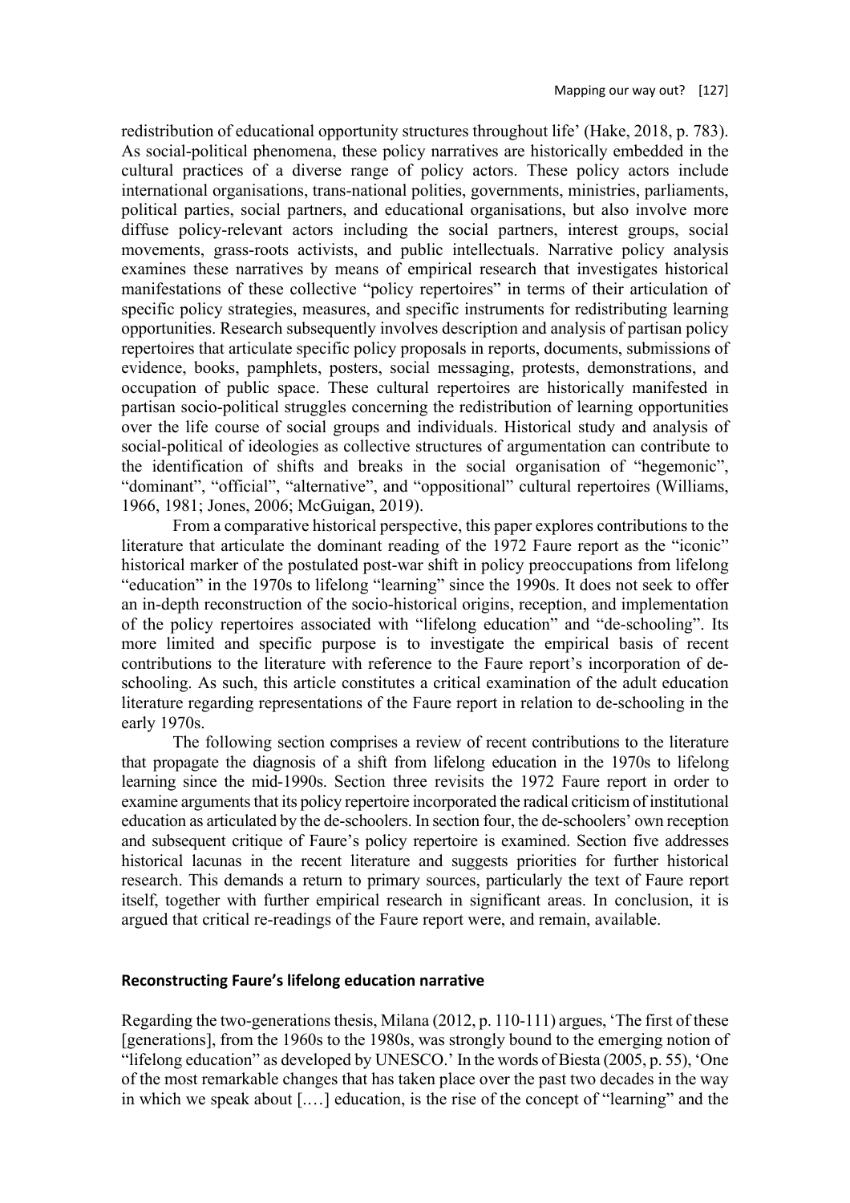redistribution of educational opportunity structures throughout life' (Hake, 2018, p. 783). As social-political phenomena, these policy narratives are historically embedded in the cultural practices of a diverse range of policy actors. These policy actors include international organisations, trans-national polities, governments, ministries, parliaments, political parties, social partners, and educational organisations, but also involve more diffuse policy-relevant actors including the social partners, interest groups, social movements, grass-roots activists, and public intellectuals. Narrative policy analysis examines these narratives by means of empirical research that investigates historical manifestations of these collective "policy repertoires" in terms of their articulation of specific policy strategies, measures, and specific instruments for redistributing learning opportunities. Research subsequently involves description and analysis of partisan policy repertoires that articulate specific policy proposals in reports, documents, submissions of evidence, books, pamphlets, posters, social messaging, protests, demonstrations, and occupation of public space. These cultural repertoires are historically manifested in partisan socio-political struggles concerning the redistribution of learning opportunities over the life course of social groups and individuals. Historical study and analysis of social-political of ideologies as collective structures of argumentation can contribute to the identification of shifts and breaks in the social organisation of "hegemonic", "dominant", "official", "alternative", and "oppositional" cultural repertoires (Williams, 1966, 1981; Jones, 2006; McGuigan, 2019).

From a comparative historical perspective, this paper explores contributions to the literature that articulate the dominant reading of the 1972 Faure report as the "iconic" historical marker of the postulated post-war shift in policy preoccupations from lifelong "education" in the 1970s to lifelong "learning" since the 1990s. It does not seek to offer an in-depth reconstruction of the socio-historical origins, reception, and implementation of the policy repertoires associated with "lifelong education" and "de-schooling". Its more limited and specific purpose is to investigate the empirical basis of recent contributions to the literature with reference to the Faure report's incorporation of de-schooling. As such, this article constitutes a critical examination of the adult education literature regarding representations of the Faure report in relation to de-schooling in the early 1970s.

The following section comprises a review of recent contributions to the literature that propagate the diagnosis of a shift from lifelong education in the 1970s to lifelong learning since the mid-1990s. Section three revisits the 1972 Faure report in order to examine arguments that its policy repertoire incorporated the radical criticism of institutional education as articulated by the de-schoolers. In section four, the de-schoolers' own reception and subsequent critique of Faure's policy repertoire is examined. Section five addresses historical lacunas in the recent literature and suggests priorities for further historical research. This demands a return to primary sources, particularly the text of Faure report itself, together with further empirical research in significant areas. In conclusion, it is argued that critical re-readings of the Faure report were, and remain, available.

## Reconstructing Faure's lifelong education narrative

Regarding the two-generations thesis, Milana (2012, p. 110-111) argues, 'The first of these [generations], from the 1960s to the 1980s, was strongly bound to the emerging notion of "lifelong education" as developed by UNESCO.' In the words of Biesta (2005, p. 55), 'One of the most remarkable changes that has taken place over the past two decades in the way in which we speak about [.…] education, is the rise of the concept of "learning" and the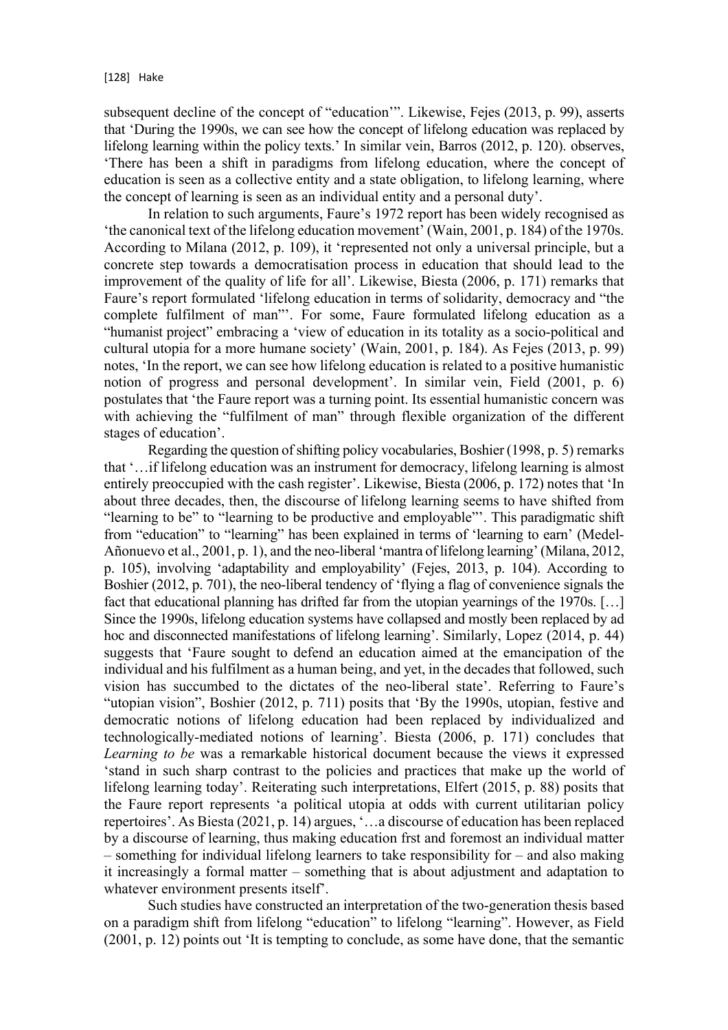subsequent decline of the concept of "education'". Likewise, Fejes (2013, p. 99), asserts that 'During the 1990s, we can see how the concept of lifelong education was replaced by lifelong learning within the policy texts.' In similar vein, Barros (2012, p. 120). observes, 'There has been a shift in paradigms from lifelong education, where the concept of education is seen as a collective entity and a state obligation, to lifelong learning, where the concept of learning is seen as an individual entity and a personal duty'.

In relation to such arguments, Faure's 1972 report has been widely recognised as 'the canonical text of the lifelong education movement' (Wain, 2001, p. 184) of the 1970s. According to Milana (2012, p. 109), it 'represented not only a universal principle, but a concrete step towards a democratisation process in education that should lead to the improvement of the quality of life for all'. Likewise, Biesta (2006, p. 171) remarks that Faure's report formulated 'lifelong education in terms of solidarity, democracy and "the complete fulfilment of man"'. For some, Faure formulated lifelong education as a "humanist project" embracing a 'view of education in its totality as a socio-political and cultural utopia for a more humane society' (Wain, 2001, p. 184). As Fejes (2013, p. 99) notes, 'In the report, we can see how lifelong education is related to a positive humanistic notion of progress and personal development'. In similar vein, Field (2001, p. 6) postulates that 'the Faure report was a turning point. Its essential humanistic concern was with achieving the "fulfilment of man" through flexible organization of the different stages of education'.

Regarding the question of shifting policy vocabularies, Boshier (1998, p. 5) remarks that '…if lifelong education was an instrument for democracy, lifelong learning is almost entirely preoccupied with the cash register'. Likewise, Biesta (2006, p. 172) notes that 'In about three decades, then, the discourse of lifelong learning seems to have shifted from "learning to be" to "learning to be productive and employable"'. This paradigmatic shift from "education" to "learning" has been explained in terms of 'learning to earn' (Medel-Añonuevo et al., 2001, p. 1), and the neo-liberal 'mantra of lifelong learning' (Milana, 2012, p. 105), involving 'adaptability and employability' (Fejes, 2013, p. 104). According to Boshier (2012, p. 701), the neo-liberal tendency of 'flying a flag of convenience signals the fact that educational planning has drifted far from the utopian yearnings of the 1970s. […] Since the 1990s, lifelong education systems have collapsed and mostly been replaced by ad hoc and disconnected manifestations of lifelong learning'. Similarly, Lopez (2014, p. 44) suggests that 'Faure sought to defend an education aimed at the emancipation of the individual and his fulfilment as a human being, and yet, in the decades that followed, such vision has succumbed to the dictates of the neo-liberal state'. Referring to Faure's "utopian vision", Boshier (2012, p. 711) posits that 'By the 1990s, utopian, festive and democratic notions of lifelong education had been replaced by individualized and technologically-mediated notions of learning'. Biesta (2006, p. 171) concludes that *Learning to be* was a remarkable historical document because the views it expressed 'stand in such sharp contrast to the policies and practices that make up the world of lifelong learning today'. Reiterating such interpretations, Elfert (2015, p. 88) posits that the Faure report represents 'a political utopia at odds with current utilitarian policy repertoires'. As Biesta (2021, p. 14) argues, '…a discourse of education has been replaced by a discourse of learning, thus making education frst and foremost an individual matter – something for individual lifelong learners to take responsibility for – and also making it increasingly a formal matter – something that is about adjustment and adaptation to whatever environment presents itself'.

Such studies have constructed an interpretation of the two-generation thesis based on a paradigm shift from lifelong "education" to lifelong "learning". However, as Field (2001, p. 12) points out 'It is tempting to conclude, as some have done, that the semantic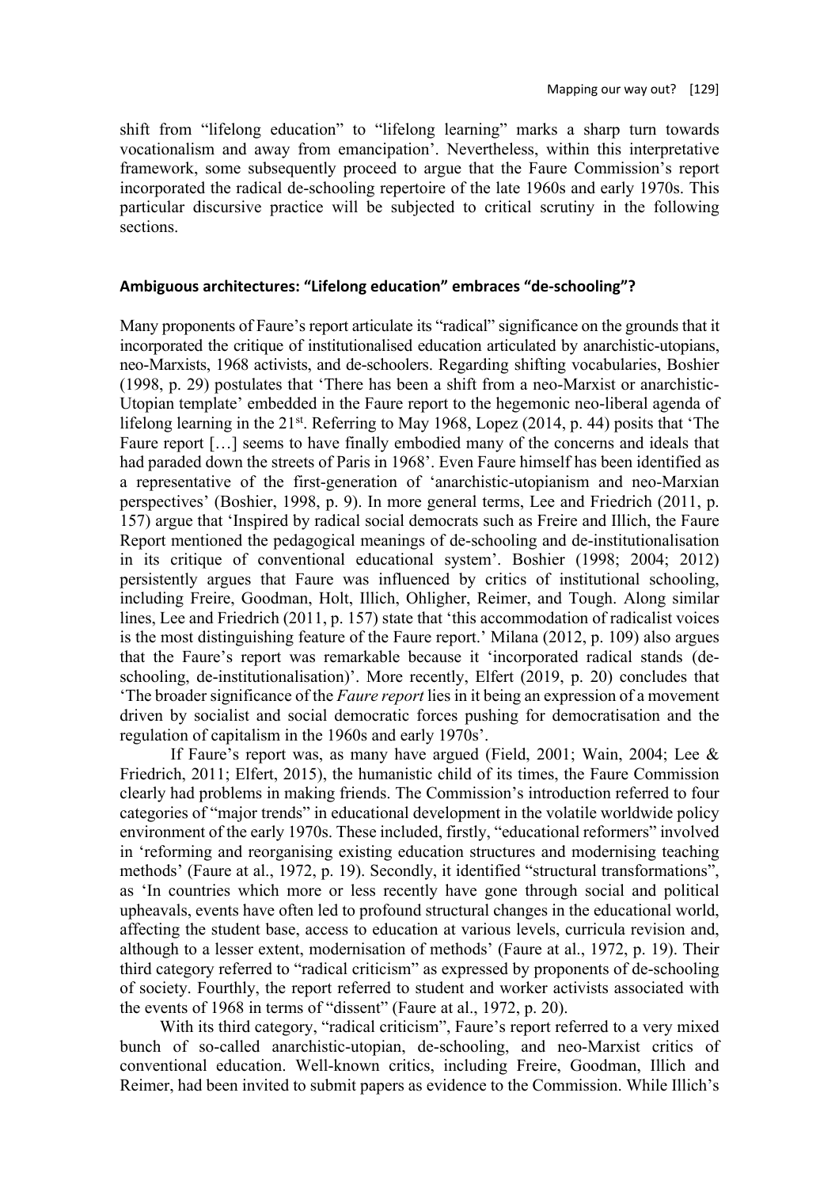shift from "lifelong education" to "lifelong learning" marks a sharp turn towards vocationalism and away from emancipation'. Nevertheless, within this interpretative framework, some subsequently proceed to argue that the Faure Commission's report incorporated the radical de-schooling repertoire of the late 1960s and early 1970s. This particular discursive practice will be subjected to critical scrutiny in the following sections.

## Ambiguous architectures: "Lifelong education" embraces "de-schooling"?

Many proponents of Faure's report articulate its "radical" significance on the grounds that it incorporated the critique of institutionalised education articulated by anarchistic-utopians, neo-Marxists, 1968 activists, and de-schoolers. Regarding shifting vocabularies, Boshier (1998, p. 29) postulates that 'There has been a shift from a neo-Marxist or anarchistic-Utopian template' embedded in the Faure report to the hegemonic neo-liberal agenda of lifelong learning in the 21st. Referring to May 1968, Lopez (2014, p. 44) posits that 'The Faure report […] seems to have finally embodied many of the concerns and ideals that had paraded down the streets of Paris in 1968'. Even Faure himself has been identified as a representative of the first-generation of 'anarchistic-utopianism and neo-Marxian perspectives' (Boshier, 1998, p. 9). In more general terms, Lee and Friedrich (2011, p. 157) argue that 'Inspired by radical social democrats such as Freire and Illich, the Faure Report mentioned the pedagogical meanings of de-schooling and de-institutionalisation in its critique of conventional educational system'. Boshier (1998; 2004; 2012) persistently argues that Faure was influenced by critics of institutional schooling, including Freire, Goodman, Holt, Illich, Ohligher, Reimer, and Tough. Along similar lines, Lee and Friedrich (2011, p. 157) state that 'this accommodation of radicalist voices is the most distinguishing feature of the Faure report.' Milana (2012, p. 109) also argues that the Faure's report was remarkable because it 'incorporated radical stands (de-schooling, de-institutionalisation)'. More recently, Elfert (2019, p. 20) concludes that 'The broader significance of the *Faure report* lies in it being an expression of a movement driven by socialist and social democratic forces pushing for democratisation and the regulation of capitalism in the 1960s and early 1970s'.

If Faure's report was, as many have argued (Field, 2001; Wain, 2004; Lee & Friedrich, 2011; Elfert, 2015), the humanistic child of its times, the Faure Commission clearly had problems in making friends. The Commission's introduction referred to four categories of "major trends" in educational development in the volatile worldwide policy environment of the early 1970s. These included, firstly, "educational reformers" involved in 'reforming and reorganising existing education structures and modernising teaching methods' (Faure at al., 1972, p. 19). Secondly, it identified "structural transformations", as 'In countries which more or less recently have gone through social and political upheavals, events have often led to profound structural changes in the educational world, affecting the student base, access to education at various levels, curricula revision and, although to a lesser extent, modernisation of methods' (Faure at al., 1972, p. 19). Their third category referred to "radical criticism" as expressed by proponents of de-schooling of society. Fourthly, the report referred to student and worker activists associated with the events of 1968 in terms of "dissent" (Faure at al., 1972, p. 20).

With its third category, "radical criticism", Faure's report referred to a very mixed bunch of so-called anarchistic-utopian, de-schooling, and neo-Marxist critics of conventional education. Well-known critics, including Freire, Goodman, Illich and Reimer, had been invited to submit papers as evidence to the Commission. While Illich's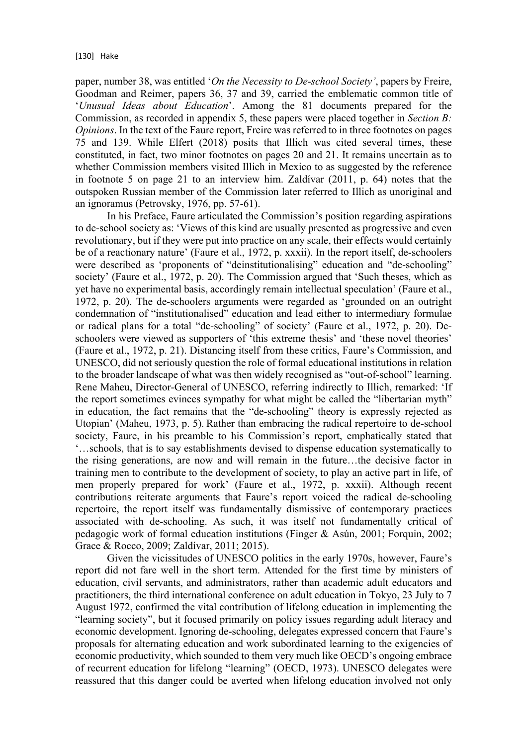paper, number 38, was entitled '*On the Necessity to De-school Society'*, papers by Freire, Goodman and Reimer, papers 36, 37 and 39, carried the emblematic common title of '*Unusual Ideas about Education*'. Among the 81 documents prepared for the Commission, as recorded in appendix 5, these papers were placed together in *Section B: Opinions*. In the text of the Faure report, Freire was referred to in three footnotes on pages 75 and 139. While Elfert (2018) posits that Illich was cited several times, these constituted, in fact, two minor footnotes on pages 20 and 21. It remains uncertain as to whether Commission members visited Illich in Mexico to as suggested by the reference in footnote 5 on page 21 to an interview him. Zaldívar (2011, p. 64) notes that the outspoken Russian member of the Commission later referred to Illich as unoriginal and an ignoramus (Petrovsky, 1976, pp. 57-61).

In his Preface, Faure articulated the Commission's position regarding aspirations to de-school society as: 'Views of this kind are usually presented as progressive and even revolutionary, but if they were put into practice on any scale, their effects would certainly be of a reactionary nature' (Faure et al., 1972, p. xxxii). In the report itself, de-schoolers were described as 'proponents of "deinstitutionalising" education and "de-schooling" society' (Faure et al., 1972, p. 20). The Commission argued that 'Such theses, which as yet have no experimental basis, accordingly remain intellectual speculation' (Faure et al., 1972, p. 20). The de-schoolers arguments were regarded as 'grounded on an outright condemnation of "institutionalised" education and lead either to intermediary formulae or radical plans for a total "de-schooling" of society' (Faure et al., 1972, p. 20). De-schoolers were viewed as supporters of 'this extreme thesis' and 'these novel theories' (Faure et al., 1972, p. 21). Distancing itself from these critics, Faure's Commission, and UNESCO, did not seriously question the role of formal educational institutions in relation to the broader landscape of what was then widely recognised as "out-of-school" learning. Rene Maheu, Director-General of UNESCO, referring indirectly to Illich, remarked: 'If the report sometimes evinces sympathy for what might be called the "libertarian myth" in education, the fact remains that the "de-schooling" theory is expressly rejected as Utopian' (Maheu, 1973, p. 5). Rather than embracing the radical repertoire to de-school society, Faure, in his preamble to his Commission's report, emphatically stated that '…schools, that is to say establishments devised to dispense education systematically to the rising generations, are now and will remain in the future…the decisive factor in training men to contribute to the development of society, to play an active part in life, of men properly prepared for work' (Faure et al., 1972, p. xxxii). Although recent contributions reiterate arguments that Faure's report voiced the radical de-schooling repertoire, the report itself was fundamentally dismissive of contemporary practices associated with de-schooling. As such, it was itself not fundamentally critical of pedagogic work of formal education institutions (Finger & Asún, 2001; Forquin, 2002; Grace & Rocco, 2009; Zaldívar, 2011; 2015).

Given the vicissitudes of UNESCO politics in the early 1970s, however, Faure's report did not fare well in the short term. Attended for the first time by ministers of education, civil servants, and administrators, rather than academic adult educators and practitioners, the third international conference on adult education in Tokyo, 23 July to 7 August 1972, confirmed the vital contribution of lifelong education in implementing the "learning society", but it focused primarily on policy issues regarding adult literacy and economic development. Ignoring de-schooling, delegates expressed concern that Faure's proposals for alternating education and work subordinated learning to the exigencies of economic productivity, which sounded to them very much like OECD's ongoing embrace of recurrent education for lifelong "learning" (OECD, 1973). UNESCO delegates were reassured that this danger could be averted when lifelong education involved not only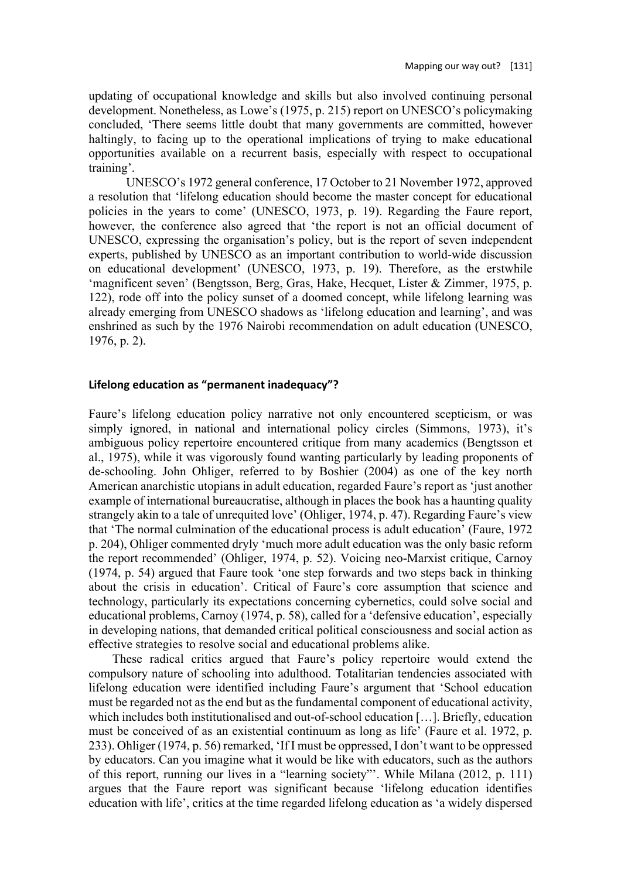updating of occupational knowledge and skills but also involved continuing personal development. Nonetheless, as Lowe's (1975, p. 215) report on UNESCO's policymaking concluded, 'There seems little doubt that many governments are committed, however haltingly, to facing up to the operational implications of trying to make educational opportunities available on a recurrent basis, especially with respect to occupational training'.

UNESCO's 1972 general conference, 17 October to 21 November 1972, approved a resolution that 'lifelong education should become the master concept for educational policies in the years to come' (UNESCO, 1973, p. 19). Regarding the Faure report, however, the conference also agreed that 'the report is not an official document of UNESCO, expressing the organisation's policy, but is the report of seven independent experts, published by UNESCO as an important contribution to world-wide discussion on educational development' (UNESCO, 1973, p. 19). Therefore, as the erstwhile 'magnificent seven' (Bengtsson, Berg, Gras, Hake, Hecquet, Lister & Zimmer, 1975, p. 122), rode off into the policy sunset of a doomed concept, while lifelong learning was already emerging from UNESCO shadows as 'lifelong education and learning', and was enshrined as such by the 1976 Nairobi recommendation on adult education (UNESCO, 1976, p. 2).

## Lifelong education as "permanent inadequacy"?

Faure's lifelong education policy narrative not only encountered scepticism, or was simply ignored, in national and international policy circles (Simmons, 1973), it's ambiguous policy repertoire encountered critique from many academics (Bengtsson et al., 1975), while it was vigorously found wanting particularly by leading proponents of de-schooling. John Ohliger, referred to by Boshier (2004) as one of the key north American anarchistic utopians in adult education, regarded Faure's report as 'just another example of international bureaucratise, although in places the book has a haunting quality strangely akin to a tale of unrequited love' (Ohliger, 1974, p. 47). Regarding Faure's view that 'The normal culmination of the educational process is adult education' (Faure, 1972 p. 204), Ohliger commented dryly 'much more adult education was the only basic reform the report recommended' (Ohliger, 1974, p. 52). Voicing neo-Marxist critique, Carnoy (1974, p. 54) argued that Faure took 'one step forwards and two steps back in thinking about the crisis in education'. Critical of Faure's core assumption that science and technology, particularly its expectations concerning cybernetics, could solve social and educational problems, Carnoy (1974, p. 58), called for a 'defensive education', especially in developing nations, that demanded critical political consciousness and social action as effective strategies to resolve social and educational problems alike.

These radical critics argued that Faure's policy repertoire would extend the compulsory nature of schooling into adulthood. Totalitarian tendencies associated with lifelong education were identified including Faure's argument that 'School education must be regarded not as the end but as the fundamental component of educational activity, which includes both institutionalised and out-of-school education […]. Briefly, education must be conceived of as an existential continuum as long as life' (Faure et al. 1972, p. 233). Ohliger (1974, p. 56) remarked, 'If I must be oppressed, I don't want to be oppressed by educators. Can you imagine what it would be like with educators, such as the authors of this report, running our lives in a "learning society"'. While Milana (2012, p. 111) argues that the Faure report was significant because 'lifelong education identifies education with life', critics at the time regarded lifelong education as 'a widely dispersed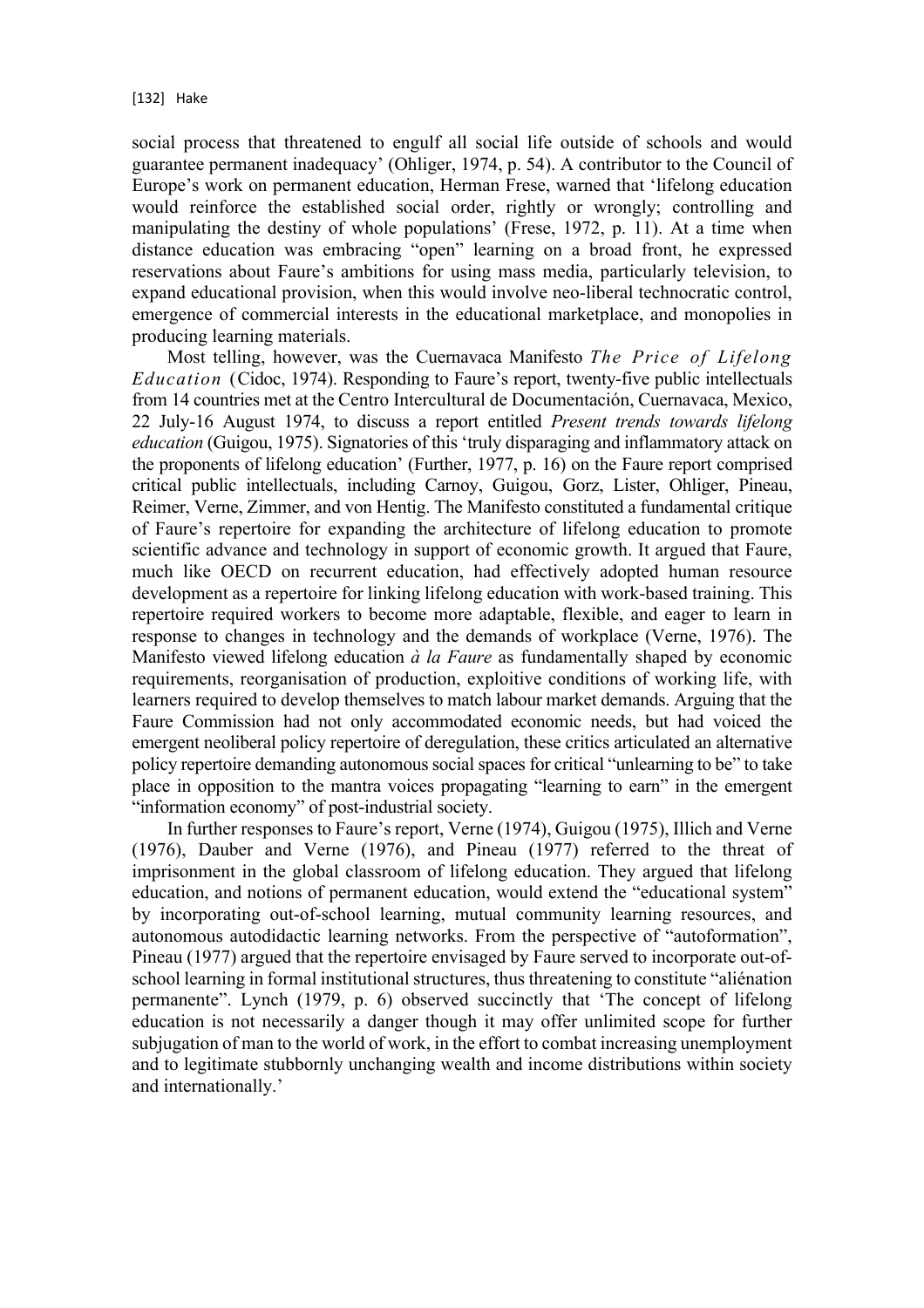social process that threatened to engulf all social life outside of schools and would guarantee permanent inadequacy' (Ohliger, 1974, p. 54). A contributor to the Council of Europe's work on permanent education, Herman Frese, warned that 'lifelong education would reinforce the established social order, rightly or wrongly; controlling and manipulating the destiny of whole populations' (Frese, 1972, p. 11). At a time when distance education was embracing "open" learning on a broad front, he expressed reservations about Faure's ambitions for using mass media, particularly television, to expand educational provision, when this would involve neo-liberal technocratic control, emergence of commercial interests in the educational marketplace, and monopolies in producing learning materials.

Most telling, however, was the Cuernavaca Manifesto *The Price of Lifelong Education* (Cidoc, 1974). Responding to Faure's report, twenty-five public intellectuals from 14 countries met at the Centro Intercultural de Documentación, Cuernavaca, Mexico, 22 July-16 August 1974, to discuss a report entitled *Present trends towards lifelong education* (Guigou, 1975). Signatories of this 'truly disparaging and inflammatory attack on the proponents of lifelong education' (Further, 1977, p. 16) on the Faure report comprised critical public intellectuals, including Carnoy, Guigou, Gorz, Lister, Ohliger, Pineau, Reimer, Verne, Zimmer, and von Hentig. The Manifesto constituted a fundamental critique of Faure's repertoire for expanding the architecture of lifelong education to promote scientific advance and technology in support of economic growth. It argued that Faure, much like OECD on recurrent education, had effectively adopted human resource development as a repertoire for linking lifelong education with work-based training. This repertoire required workers to become more adaptable, flexible, and eager to learn in response to changes in technology and the demands of workplace (Verne, 1976). The Manifesto viewed lifelong education *à la Faure* as fundamentally shaped by economic requirements, reorganisation of production, exploitive conditions of working life, with learners required to develop themselves to match labour market demands. Arguing that the Faure Commission had not only accommodated economic needs, but had voiced the emergent neoliberal policy repertoire of deregulation, these critics articulated an alternative policy repertoire demanding autonomous social spaces for critical "unlearning to be" to take place in opposition to the mantra voices propagating "learning to earn" in the emergent "information economy" of post-industrial society.

In further responses to Faure's report, Verne (1974), Guigou (1975), Illich and Verne (1976), Dauber and Verne (1976), and Pineau (1977) referred to the threat of imprisonment in the global classroom of lifelong education. They argued that lifelong education, and notions of permanent education, would extend the "educational system" by incorporating out-of-school learning, mutual community learning resources, and autonomous autodidactic learning networks. From the perspective of "autoformation", Pineau (1977) argued that the repertoire envisaged by Faure served to incorporate out-of-school learning in formal institutional structures, thus threatening to constitute "aliénation permanente". Lynch (1979, p. 6) observed succinctly that 'The concept of lifelong education is not necessarily a danger though it may offer unlimited scope for further subjugation of man to the world of work, in the effort to combat increasing unemployment and to legitimate stubbornly unchanging wealth and income distributions within society and internationally.'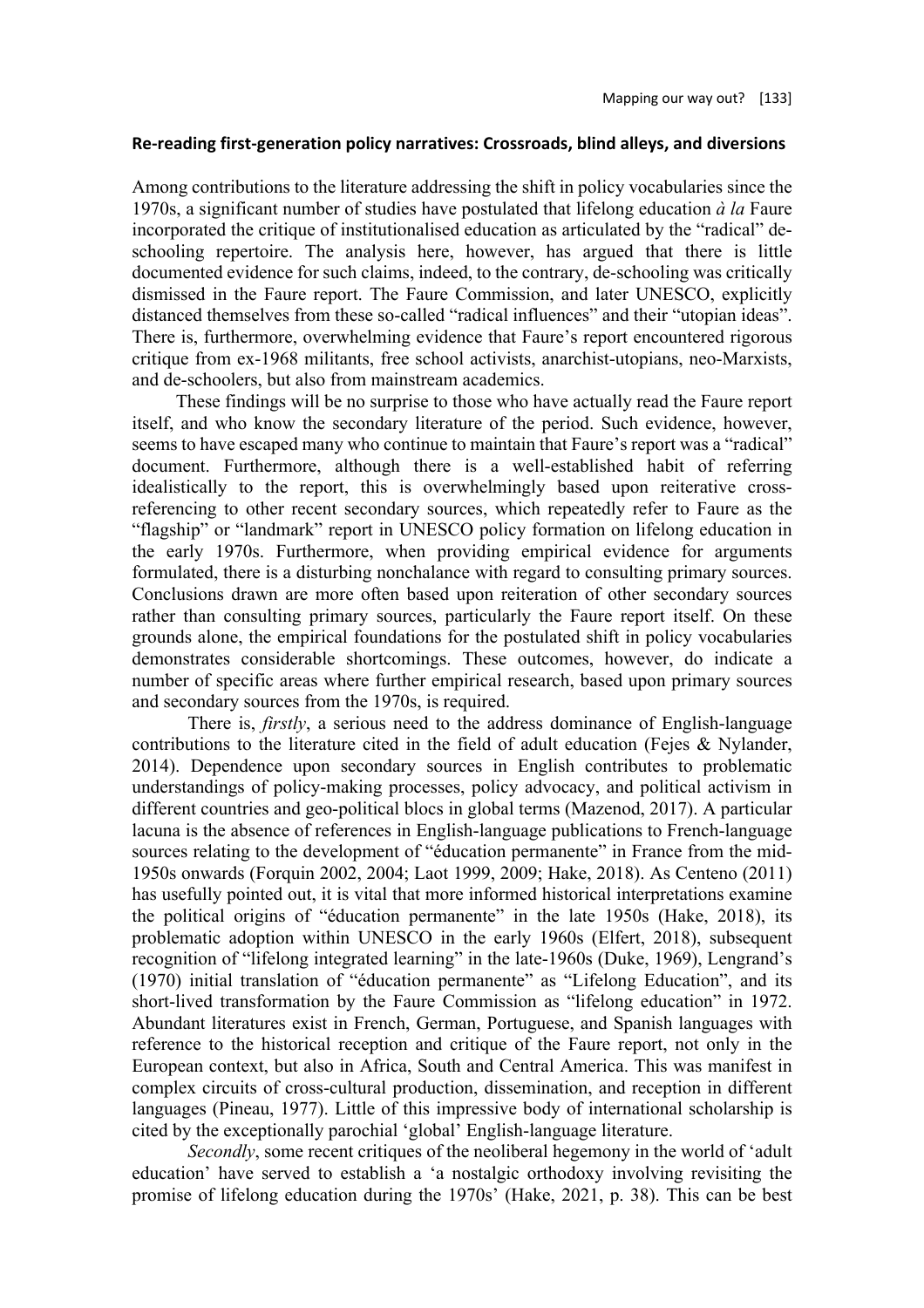## Re-reading first-generation policy narratives: Crossroads, blind alleys, and diversions

Among contributions to the literature addressing the shift in policy vocabularies since the 1970s, a significant number of studies have postulated that lifelong education *à la* Faure incorporated the critique of institutionalised education as articulated by the "radical" de-schooling repertoire. The analysis here, however, has argued that there is little documented evidence for such claims, indeed, to the contrary, de-schooling was critically dismissed in the Faure report. The Faure Commission, and later UNESCO, explicitly distanced themselves from these so-called "radical influences" and their "utopian ideas". There is, furthermore, overwhelming evidence that Faure's report encountered rigorous critique from ex-1968 militants, free school activists, anarchist-utopians, neo-Marxists, and de-schoolers, but also from mainstream academics.

These findings will be no surprise to those who have actually read the Faure report itself, and who know the secondary literature of the period. Such evidence, however, seems to have escaped many who continue to maintain that Faure's report was a "radical" document. Furthermore, although there is a well-established habit of referring idealistically to the report, this is overwhelmingly based upon reiterative cross-referencing to other recent secondary sources, which repeatedly refer to Faure as the "flagship" or "landmark" report in UNESCO policy formation on lifelong education in the early 1970s. Furthermore, when providing empirical evidence for arguments formulated, there is a disturbing nonchalance with regard to consulting primary sources. Conclusions drawn are more often based upon reiteration of other secondary sources rather than consulting primary sources, particularly the Faure report itself. On these grounds alone, the empirical foundations for the postulated shift in policy vocabularies demonstrates considerable shortcomings. These outcomes, however, do indicate a number of specific areas where further empirical research, based upon primary sources and secondary sources from the 1970s, is required.

There is, *firstly*, a serious need to the address dominance of English-language contributions to the literature cited in the field of adult education (Fejes & Nylander, 2014). Dependence upon secondary sources in English contributes to problematic understandings of policy-making processes, policy advocacy, and political activism in different countries and geo-political blocs in global terms (Mazenod, 2017). A particular lacuna is the absence of references in English-language publications to French-language sources relating to the development of "éducation permanente" in France from the mid-1950s onwards (Forquin 2002, 2004; Laot 1999, 2009; Hake, 2018). As Centeno (2011) has usefully pointed out, it is vital that more informed historical interpretations examine the political origins of "éducation permanente" in the late 1950s (Hake, 2018), its problematic adoption within UNESCO in the early 1960s (Elfert, 2018), subsequent recognition of "lifelong integrated learning" in the late-1960s (Duke, 1969), Lengrand's (1970) initial translation of "éducation permanente" as "Lifelong Education", and its short-lived transformation by the Faure Commission as "lifelong education" in 1972. Abundant literatures exist in French, German, Portuguese, and Spanish languages with reference to the historical reception and critique of the Faure report, not only in the European context, but also in Africa, South and Central America. This was manifest in complex circuits of cross-cultural production, dissemination, and reception in different languages (Pineau, 1977). Little of this impressive body of international scholarship is cited by the exceptionally parochial 'global' English-language literature.

*Secondly*, some recent critiques of the neoliberal hegemony in the world of 'adult education' have served to establish a 'a nostalgic orthodoxy involving revisiting the promise of lifelong education during the 1970s' (Hake, 2021, p. 38). This can be best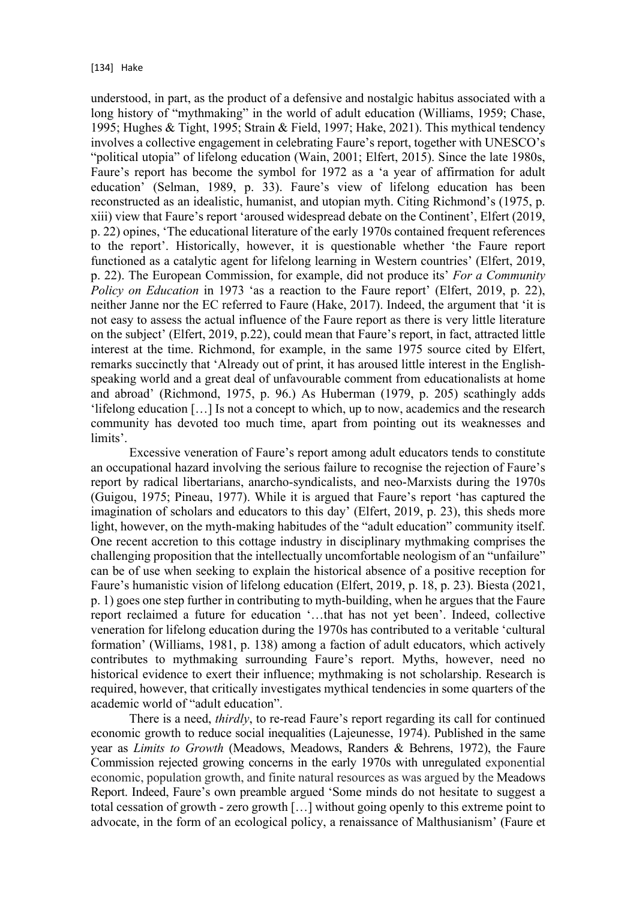understood, in part, as the product of a defensive and nostalgic habitus associated with a long history of "mythmaking" in the world of adult education (Williams, 1959; Chase, 1995; Hughes & Tight, 1995; Strain & Field, 1997; Hake, 2021). This mythical tendency involves a collective engagement in celebrating Faure's report, together with UNESCO's "political utopia" of lifelong education (Wain, 2001; Elfert, 2015). Since the late 1980s, Faure's report has become the symbol for 1972 as a 'a year of affirmation for adult education' (Selman, 1989, p. 33). Faure's view of lifelong education has been reconstructed as an idealistic, humanist, and utopian myth. Citing Richmond's (1975, p. xiii) view that Faure's report 'aroused widespread debate on the Continent', Elfert (2019, p. 22) opines, 'The educational literature of the early 1970s contained frequent references to the report'. Historically, however, it is questionable whether 'the Faure report functioned as a catalytic agent for lifelong learning in Western countries' (Elfert, 2019, p. 22). The European Commission, for example, did not produce its' *For a Community Policy on Education* in 1973 'as a reaction to the Faure report' (Elfert, 2019, p. 22), neither Janne nor the EC referred to Faure (Hake, 2017). Indeed, the argument that 'it is not easy to assess the actual influence of the Faure report as there is very little literature on the subject' (Elfert, 2019, p.22), could mean that Faure's report, in fact, attracted little interest at the time. Richmond, for example, in the same 1975 source cited by Elfert, remarks succinctly that 'Already out of print, it has aroused little interest in the English-speaking world and a great deal of unfavourable comment from educationalists at home and abroad' (Richmond, 1975, p. 96.) As Huberman (1979, p. 205) scathingly adds 'lifelong education […] Is not a concept to which, up to now, academics and the research community has devoted too much time, apart from pointing out its weaknesses and limits'.

Excessive veneration of Faure's report among adult educators tends to constitute an occupational hazard involving the serious failure to recognise the rejection of Faure's report by radical libertarians, anarcho-syndicalists, and neo-Marxists during the 1970s (Guigou, 1975; Pineau, 1977). While it is argued that Faure's report 'has captured the imagination of scholars and educators to this day' (Elfert, 2019, p. 23), this sheds more light, however, on the myth-making habitudes of the "adult education" community itself. One recent accretion to this cottage industry in disciplinary mythmaking comprises the challenging proposition that the intellectually uncomfortable neologism of an "unfailure" can be of use when seeking to explain the historical absence of a positive reception for Faure's humanistic vision of lifelong education (Elfert, 2019, p. 18, p. 23). Biesta (2021, p. 1) goes one step further in contributing to myth-building, when he argues that the Faure report reclaimed a future for education '…that has not yet been'. Indeed, collective veneration for lifelong education during the 1970s has contributed to a veritable 'cultural formation' (Williams, 1981, p. 138) among a faction of adult educators, which actively contributes to mythmaking surrounding Faure's report. Myths, however, need no historical evidence to exert their influence; mythmaking is not scholarship. Research is required, however, that critically investigates mythical tendencies in some quarters of the academic world of "adult education".

There is a need, *thirdly*, to re-read Faure's report regarding its call for continued economic growth to reduce social inequalities (Lajeunesse, 1974). Published in the same year as *Limits to Growth* (Meadows, Meadows, Randers & Behrens, 1972), the Faure Commission rejected growing concerns in the early 1970s with unregulated exponential economic, population growth, and finite natural resources as was argued by the Meadows Report. Indeed, Faure's own preamble argued 'Some minds do not hesitate to suggest a total cessation of growth - zero growth […] without going openly to this extreme point to advocate, in the form of an ecological policy, a renaissance of Malthusianism' (Faure et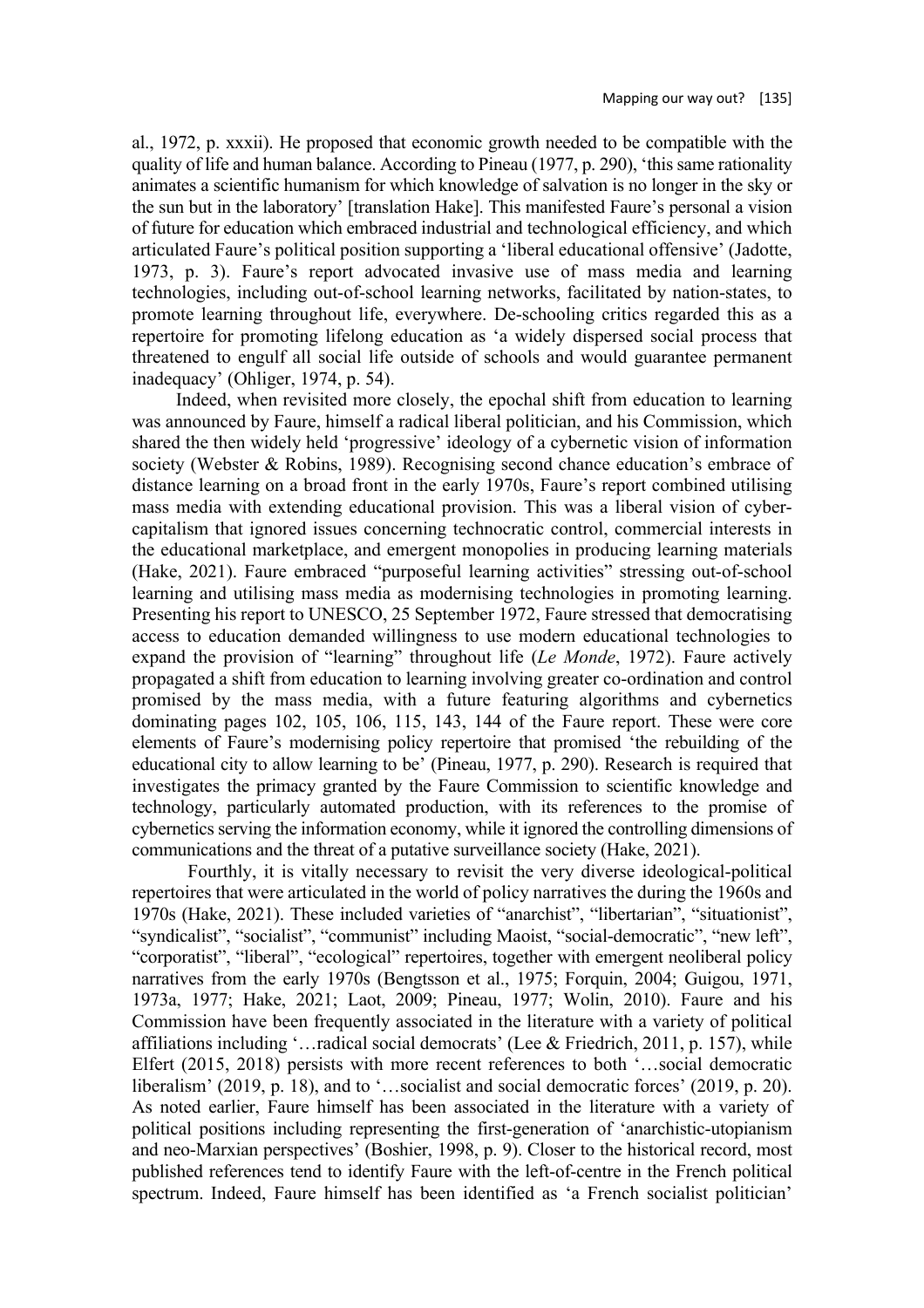al., 1972, p. xxxii). He proposed that economic growth needed to be compatible with the quality of life and human balance. According to Pineau (1977, p. 290), 'this same rationality animates a scientific humanism for which knowledge of salvation is no longer in the sky or the sun but in the laboratory' [translation Hake]. This manifested Faure's personal a vision of future for education which embraced industrial and technological efficiency, and which articulated Faure's political position supporting a 'liberal educational offensive' (Jadotte, 1973, p. 3). Faure's report advocated invasive use of mass media and learning technologies, including out-of-school learning networks, facilitated by nation-states, to promote learning throughout life, everywhere. De-schooling critics regarded this as a repertoire for promoting lifelong education as 'a widely dispersed social process that threatened to engulf all social life outside of schools and would guarantee permanent inadequacy' (Ohliger, 1974, p. 54).

Indeed, when revisited more closely, the epochal shift from education to learning was announced by Faure, himself a radical liberal politician, and his Commission, which shared the then widely held 'progressive' ideology of a cybernetic vision of information society (Webster & Robins, 1989). Recognising second chance education's embrace of distance learning on a broad front in the early 1970s, Faure's report combined utilising mass media with extending educational provision. This was a liberal vision of cyber-capitalism that ignored issues concerning technocratic control, commercial interests in the educational marketplace, and emergent monopolies in producing learning materials (Hake, 2021). Faure embraced "purposeful learning activities" stressing out-of-school learning and utilising mass media as modernising technologies in promoting learning. Presenting his report to UNESCO, 25 September 1972, Faure stressed that democratising access to education demanded willingness to use modern educational technologies to expand the provision of "learning" throughout life (*Le Monde*, 1972). Faure actively propagated a shift from education to learning involving greater co-ordination and control promised by the mass media, with a future featuring algorithms and cybernetics dominating pages 102, 105, 106, 115, 143, 144 of the Faure report. These were core elements of Faure's modernising policy repertoire that promised 'the rebuilding of the educational city to allow learning to be' (Pineau, 1977, p. 290). Research is required that investigates the primacy granted by the Faure Commission to scientific knowledge and technology, particularly automated production, with its references to the promise of cybernetics serving the information economy, while it ignored the controlling dimensions of communications and the threat of a putative surveillance society (Hake, 2021).

Fourthly, it is vitally necessary to revisit the very diverse ideological-political repertoires that were articulated in the world of policy narratives the during the 1960s and 1970s (Hake, 2021). These included varieties of "anarchist", "libertarian", "situationist", "syndicalist", "socialist", "communist" including Maoist, "social-democratic", "new left", "corporatist", "liberal", "ecological" repertoires, together with emergent neoliberal policy narratives from the early 1970s (Bengtsson et al., 1975; Forquin, 2004; Guigou, 1971, 1973a, 1977; Hake, 2021; Laot, 2009; Pineau, 1977; Wolin, 2010). Faure and his Commission have been frequently associated in the literature with a variety of political affiliations including '…radical social democrats' (Lee & Friedrich, 2011, p. 157), while Elfert (2015, 2018) persists with more recent references to both '…social democratic liberalism' (2019, p. 18), and to '…socialist and social democratic forces' (2019, p. 20). As noted earlier, Faure himself has been associated in the literature with a variety of political positions including representing the first-generation of 'anarchistic-utopianism and neo-Marxian perspectives' (Boshier, 1998, p. 9). Closer to the historical record, most published references tend to identify Faure with the left-of-centre in the French political spectrum. Indeed, Faure himself has been identified as 'a French socialist politician'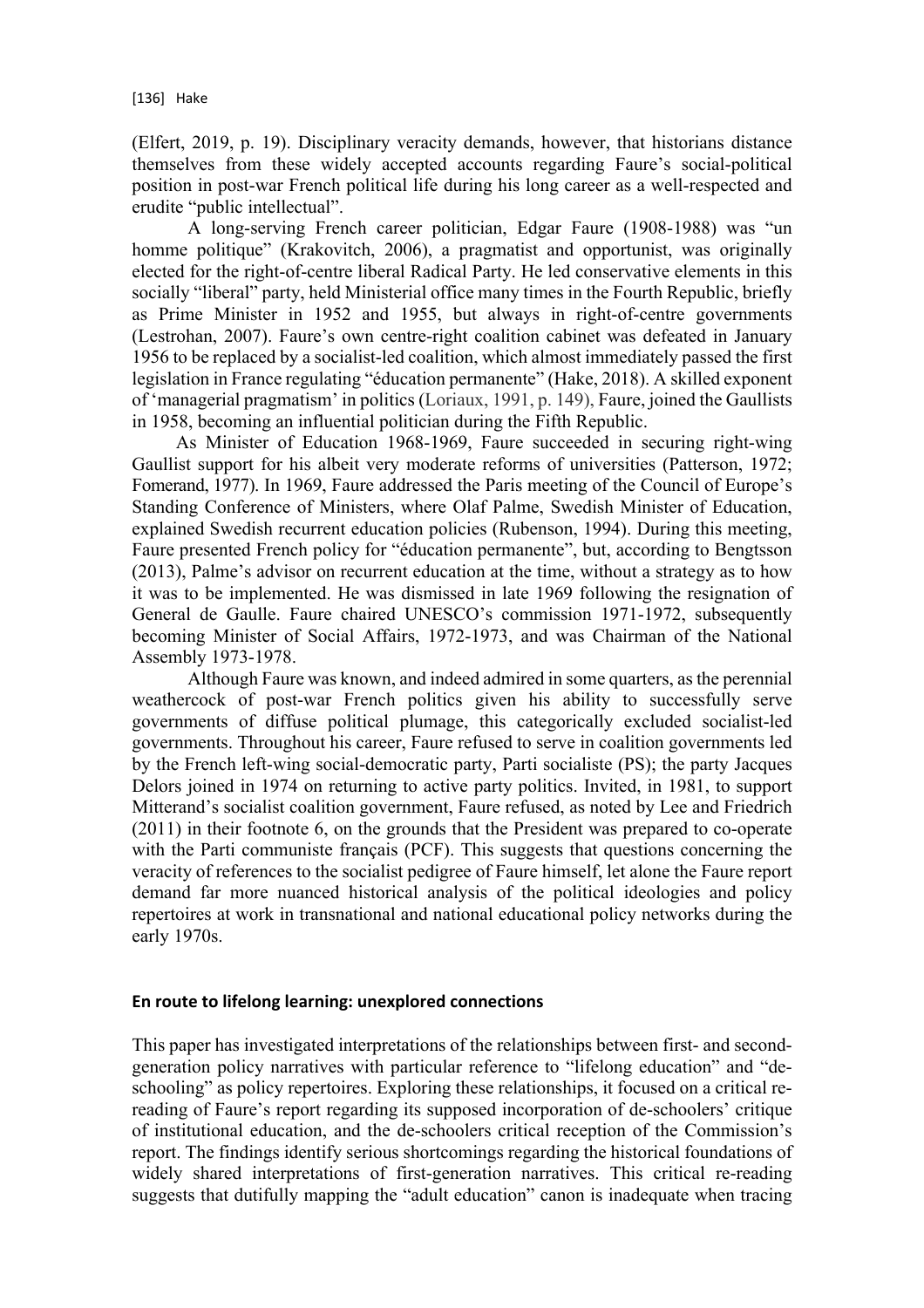(Elfert, 2019, p. 19). Disciplinary veracity demands, however, that historians distance themselves from these widely accepted accounts regarding Faure's social-political position in post-war French political life during his long career as a well-respected and erudite "public intellectual".

A long-serving French career politician, Edgar Faure (1908-1988) was "un homme politique" (Krakovitch, 2006), a pragmatist and opportunist, was originally elected for the right-of-centre liberal Radical Party. He led conservative elements in this socially "liberal" party, held Ministerial office many times in the Fourth Republic, briefly as Prime Minister in 1952 and 1955, but always in right-of-centre governments (Lestrohan, 2007). Faure's own centre-right coalition cabinet was defeated in January 1956 to be replaced by a socialist-led coalition, which almost immediately passed the first legislation in France regulating "éducation permanente" (Hake, 2018). A skilled exponent of 'managerial pragmatism' in politics (Loriaux, 1991, p. 149), Faure, joined the Gaullists in 1958, becoming an influential politician during the Fifth Republic.

As Minister of Education 1968-1969, Faure succeeded in securing right-wing Gaullist support for his albeit very moderate reforms of universities (Patterson, 1972; Fomerand, 1977). In 1969, Faure addressed the Paris meeting of the Council of Europe's Standing Conference of Ministers, where Olaf Palme, Swedish Minister of Education, explained Swedish recurrent education policies (Rubenson, 1994). During this meeting, Faure presented French policy for "éducation permanente", but, according to Bengtsson (2013), Palme's advisor on recurrent education at the time, without a strategy as to how it was to be implemented. He was dismissed in late 1969 following the resignation of General de Gaulle. Faure chaired UNESCO's commission 1971-1972, subsequently becoming Minister of Social Affairs, 1972-1973, and was Chairman of the National Assembly 1973-1978.

Although Faure was known, and indeed admired in some quarters, as the perennial weathercock of post-war French politics given his ability to successfully serve governments of diffuse political plumage, this categorically excluded socialist-led governments. Throughout his career, Faure refused to serve in coalition governments led by the French left-wing social-democratic party, Parti socialiste (PS); the party Jacques Delors joined in 1974 on returning to active party politics. Invited, in 1981, to support Mitterand's socialist coalition government, Faure refused, as noted by Lee and Friedrich (2011) in their footnote 6, on the grounds that the President was prepared to co-operate with the Parti communiste français (PCF). This suggests that questions concerning the veracity of references to the socialist pedigree of Faure himself, let alone the Faure report demand far more nuanced historical analysis of the political ideologies and policy repertoires at work in transnational and national educational policy networks during the early 1970s.

## En route to lifelong learning: unexplored connections

This paper has investigated interpretations of the relationships between first- and second-generation policy narratives with particular reference to "lifelong education" and "de-schooling" as policy repertoires. Exploring these relationships, it focused on a critical re-reading of Faure's report regarding its supposed incorporation of de-schoolers' critique of institutional education, and the de-schoolers critical reception of the Commission's report. The findings identify serious shortcomings regarding the historical foundations of widely shared interpretations of first-generation narratives. This critical re-reading suggests that dutifully mapping the "adult education" canon is inadequate when tracing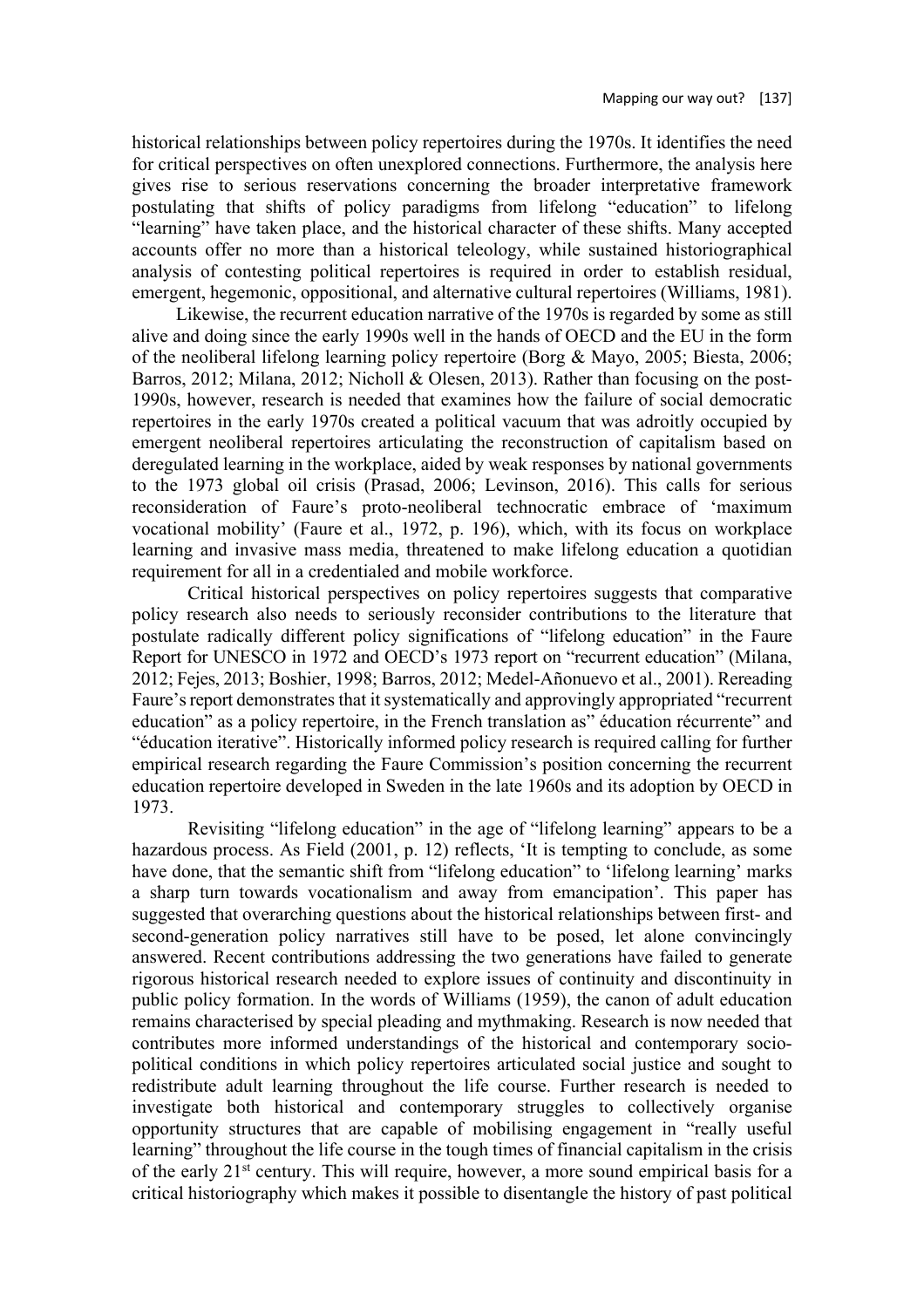historical relationships between policy repertoires during the 1970s. It identifies the need for critical perspectives on often unexplored connections. Furthermore, the analysis here gives rise to serious reservations concerning the broader interpretative framework postulating that shifts of policy paradigms from lifelong "education" to lifelong "learning" have taken place, and the historical character of these shifts. Many accepted accounts offer no more than a historical teleology, while sustained historiographical analysis of contesting political repertoires is required in order to establish residual, emergent, hegemonic, oppositional, and alternative cultural repertoires (Williams, 1981).

Likewise, the recurrent education narrative of the 1970s is regarded by some as still alive and doing since the early 1990s well in the hands of OECD and the EU in the form of the neoliberal lifelong learning policy repertoire (Borg & Mayo, 2005; Biesta, 2006; Barros, 2012; Milana, 2012; Nicholl & Olesen, 2013). Rather than focusing on the post-1990s, however, research is needed that examines how the failure of social democratic repertoires in the early 1970s created a political vacuum that was adroitly occupied by emergent neoliberal repertoires articulating the reconstruction of capitalism based on deregulated learning in the workplace, aided by weak responses by national governments to the 1973 global oil crisis (Prasad, 2006; Levinson, 2016). This calls for serious reconsideration of Faure's proto-neoliberal technocratic embrace of 'maximum vocational mobility' (Faure et al., 1972, p. 196), which, with its focus on workplace learning and invasive mass media, threatened to make lifelong education a quotidian requirement for all in a credentialed and mobile workforce.

Critical historical perspectives on policy repertoires suggests that comparative policy research also needs to seriously reconsider contributions to the literature that postulate radically different policy significations of "lifelong education" in the Faure Report for UNESCO in 1972 and OECD's 1973 report on "recurrent education" (Milana, 2012; Fejes, 2013; Boshier, 1998; Barros, 2012; Medel-Añonuevo et al., 2001). Rereading Faure's report demonstrates that it systematically and approvingly appropriated "recurrent education" as a policy repertoire, in the French translation as" éducation récurrente" and "éducation iterative". Historically informed policy research is required calling for further empirical research regarding the Faure Commission's position concerning the recurrent education repertoire developed in Sweden in the late 1960s and its adoption by OECD in 1973.

Revisiting "lifelong education" in the age of "lifelong learning" appears to be a hazardous process. As Field (2001, p. 12) reflects, 'It is tempting to conclude, as some have done, that the semantic shift from "lifelong education" to 'lifelong learning' marks a sharp turn towards vocationalism and away from emancipation'. This paper has suggested that overarching questions about the historical relationships between first- and second-generation policy narratives still have to be posed, let alone convincingly answered. Recent contributions addressing the two generations have failed to generate rigorous historical research needed to explore issues of continuity and discontinuity in public policy formation. In the words of Williams (1959), the canon of adult education remains characterised by special pleading and mythmaking. Research is now needed that contributes more informed understandings of the historical and contemporary socio-political conditions in which policy repertoires articulated social justice and sought to redistribute adult learning throughout the life course. Further research is needed to investigate both historical and contemporary struggles to collectively organise opportunity structures that are capable of mobilising engagement in "really useful learning" throughout the life course in the tough times of financial capitalism in the crisis of the early 21st century. This will require, however, a more sound empirical basis for a critical historiography which makes it possible to disentangle the history of past political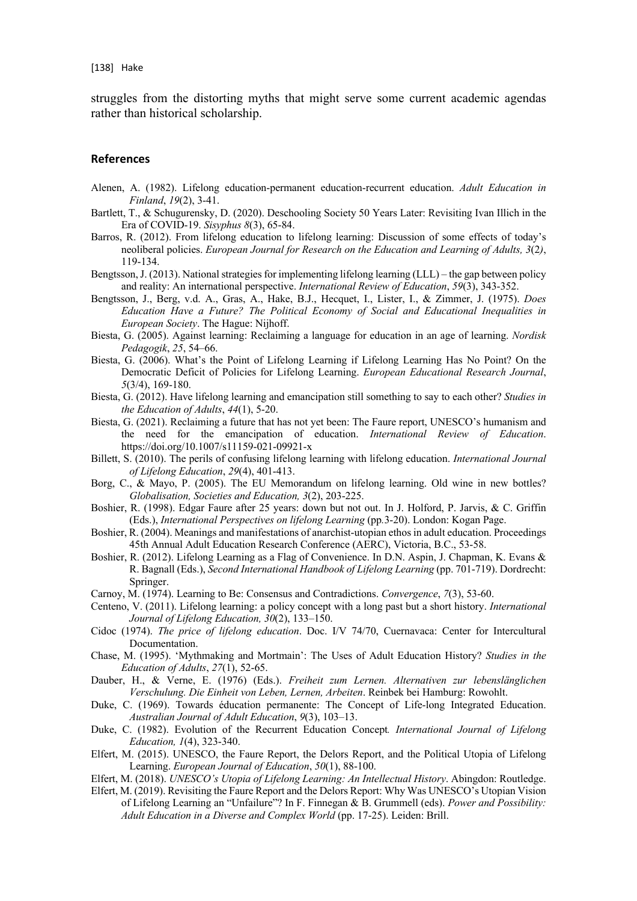struggles from the distorting myths that might serve some current academic agendas rather than historical scholarship.

## References

Alenen, A. (1982). Lifelong education-permanent education-recurrent education. *Adult Education in Finland*, *19*(2), 3-41.

Bartlett, T., & Schugurensky, D. (2020). Deschooling Society 50 Years Later: Revisiting Ivan Illich in the Era of COVID-19. *Sisyphus 8*(3), 65-84.

Barros, R. (2012). From lifelong education to lifelong learning: Discussion of some effects of today's neoliberal policies. *European Journal for Research on the Education and Learning of Adults, 3*(2*)*, 119-134.

Bengtsson, J. (2013). National strategies for implementing lifelong learning (LLL) – the gap between policy and reality: An international perspective. *International Review of Education*, *59*(3), 343-352.

Bengtsson, J., Berg, v.d. A., Gras, A., Hake, B.J., Hecquet, I., Lister, I., & Zimmer, J. (1975). *Does Education Have a Future? The Political Economy of Social and Educational Inequalities in European Society*. The Hague: Nijhoff.

Biesta, G. (2005). Against learning: Reclaiming a language for education in an age of learning. *Nordisk Pedagogik*, *25*, 54–66.

Biesta, G. (2006). What's the Point of Lifelong Learning if Lifelong Learning Has No Point? On the Democratic Deficit of Policies for Lifelong Learning. *European Educational Research Journal*, *5*(3/4), 169-180.

Biesta, G. (2012). Have lifelong learning and emancipation still something to say to each other? *Studies in the Education of Adults*, *44*(1), 5-20.

Biesta, G. (2021). Reclaiming a future that has not yet been: The Faure report, UNESCO's humanism and the need for the emancipation of education. *International Review of Education*. https://doi.org/10.1007/s11159-021-09921-x

Billett, S. (2010). The perils of confusing lifelong learning with lifelong education. *International Journal of Lifelong Education*, *29*(4), 401-413.

Borg, C., & Mayo, P. (2005). The EU Memorandum on lifelong learning. Old wine in new bottles? *Globalisation, Societies and Education, 3*(2), 203-225.

Boshier, R. (1998). Edgar Faure after 25 years: down but not out. In J. Holford, P. Jarvis, & C. Griffin (Eds.), *International Perspectives on lifelong Learning* (pp.3-20). London: Kogan Page.

Boshier, R. (2004). Meanings and manifestations of anarchist-utopian ethos in adult education. Proceedings 45th Annual Adult Education Research Conference (AERC), Victoria, B.C., 53-58.

Boshier, R. (2012). Lifelong Learning as a Flag of Convenience. In D.N. Aspin, J. Chapman, K. Evans & R. Bagnall (Eds.), *Second International Handbook of Lifelong Learning* (pp. 701-719). Dordrecht: Springer.

Carnoy, M. (1974). Learning to Be: Consensus and Contradictions. *Convergence*, *7*(3), 53-60.

Centeno, V. (2011). Lifelong learning: a policy concept with a long past but a short history. *International Journal of Lifelong Education, 30*(2), 133–150.

Cidoc (1974). *The price of lifelong education*. Doc. I/V 74/70, Cuernavaca: Center for Intercultural Documentation.

Chase, M. (1995). 'Mythmaking and Mortmain': The Uses of Adult Education History? *Studies in the Education of Adults*, *27*(1), 52-65.

Dauber, H., & Verne, E. (1976) (Eds.). *Freiheit zum Lernen. Alternativen zur lebenslänglichen Verschulung. Die Einheit von Leben, Lernen, Arbeiten*. Reinbek bei Hamburg: Rowohlt.

Duke, C. (1969). Towards éducation permanente: The Concept of Life-long Integrated Education. *Australian Journal of Adult Education*, *9*(3), 103–13.

Duke, C. (1982). Evolution of the Recurrent Education Concept*. International Journal of Lifelong Education, 1*(4), 323-340.

Elfert, M. (2015). UNESCO, the Faure Report, the Delors Report, and the Political Utopia of Lifelong Learning. *European Journal of Education*, *50*(1), 88-100.

Elfert, M. (2018). *UNESCO's Utopia of Lifelong Learning: An Intellectual History*. Abingdon: Routledge.

Elfert, M. (2019). Revisiting the Faure Report and the Delors Report: Why Was UNESCO's Utopian Vision of Lifelong Learning an "Unfailure"? In F. Finnegan & B. Grummell (eds). *Power and Possibility: Adult Education in a Diverse and Complex World* (pp. 17-25). Leiden: Brill.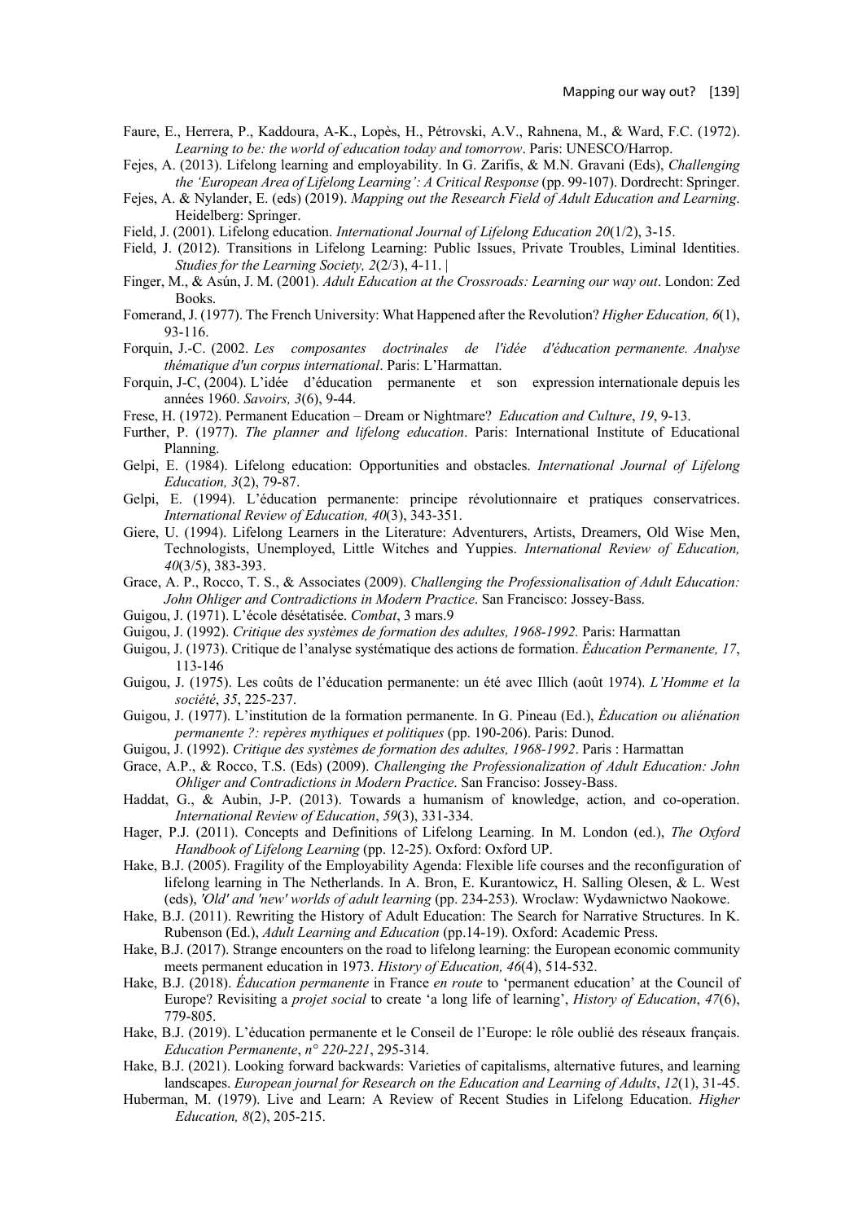Faure, E., Herrera, P., Kaddoura, A-K., Lopès, H., Pétrovski, A.V., Rahnena, M., & Ward, F.C. (1972). *Learning to be: the world of education today and tomorrow*. Paris: UNESCO/Harrop.

Fejes, A. (2013). Lifelong learning and employability. In G. Zarifis, & M.N. Gravani (Eds), *Challenging the 'European Area of Lifelong Learning': A Critical Response* (pp. 99-107). Dordrecht: Springer.

Fejes, A. & Nylander, E. (eds) (2019). *Mapping out the Research Field of Adult Education and Learning*. Heidelberg: Springer.

Field, J. (2001). Lifelong education. *International Journal of Lifelong Education 20*(1/2), 3-15.

Field, J. (2012). Transitions in Lifelong Learning: Public Issues, Private Troubles, Liminal Identities. *Studies for the Learning Society, 2*(2/3), 4-11. |

Finger, M., & Asún, J. M. (2001). *Adult Education at the Crossroads: Learning our way out*. London: Zed Books.

Fomerand, J. (1977). The French University: What Happened after the Revolution? *Higher Education, 6*(1), 93-116.

Forquin, J.-C. (2002. *Les composantes doctrinales de l'idée d'éducation permanente. Analyse thématique d'un corpus international*. Paris: L'Harmattan.

Forquin, J-C, (2004). L'idée d'éducation permanente et son expression internationale depuis les années 1960. *Savoirs, 3*(6), 9-44.

Frese, H. (1972). Permanent Education – Dream or Nightmare? *Education and Culture*, *19*, 9-13.

Further, P. (1977). *The planner and lifelong education*. Paris: International Institute of Educational Planning.

Gelpi, E. (1984). Lifelong education: Opportunities and obstacles. *International Journal of Lifelong Education, 3*(2), 79-87.

Gelpi, E. (1994). L'éducation permanente: principe révolutionnaire et pratiques conservatrices. *International Review of Education, 40*(3), 343-351.

Giere, U. (1994). Lifelong Learners in the Literature: Adventurers, Artists, Dreamers, Old Wise Men, Technologists, Unemployed, Little Witches and Yuppies. *International Review of Education, 40*(3/5), 383-393.

Grace, A. P., Rocco, T. S., & Associates (2009). *Challenging the Professionalisation of Adult Education: John Ohliger and Contradictions in Modern Practice*. San Francisco: Jossey-Bass.

Guigou, J. (1971). L'école désétatisée. *Combat*, 3 mars.9

Guigou, J. (1992). *Critique des systèmes de formation des adultes, 1968-1992.* Paris: Harmattan

Guigou, J. (1973). Critique de l'analyse systématique des actions de formation. *Ėducation Permanente, 17*, 113-146

Guigou, J. (1975). Les coûts de l'éducation permanente: un été avec Illich (août 1974). *L'Homme et la société*, *35*, 225-237.

Guigou, J. (1977). L'institution de la formation permanente. In G. Pineau (Ed.), *Ėducation ou aliénation permanente ?: repères mythiques et politiques* (pp. 190-206). Paris: Dunod.

Guigou, J. (1992). *Critique des systèmes de formation des adultes, 1968-1992*. Paris : Harmattan

Grace, A.P., & Rocco, T.S. (Eds) (2009). *Challenging the Professionalization of Adult Education: John Ohliger and Contradictions in Modern Practice*. San Franciso: Jossey-Bass.

Haddat, G., & Aubin, J-P. (2013). Towards a humanism of knowledge, action, and co-operation. *International Review of Education*, *59*(3), 331-334.

Hager, P.J. (2011). Concepts and Definitions of Lifelong Learning. In M. London (ed.), *The Oxford Handbook of Lifelong Learning* (pp. 12-25). Oxford: Oxford UP.

Hake, B.J. (2005). Fragility of the Employability Agenda: Flexible life courses and the reconfiguration of lifelong learning in The Netherlands. In A. Bron, E. Kurantowicz, H. Salling Olesen, & L. West (eds), *'Old' and 'new' worlds of adult learning* (pp. 234-253). Wroclaw: Wydawnictwo Naokowe.

Hake, B.J. (2011). Rewriting the History of Adult Education: The Search for Narrative Structures. In K. Rubenson (Ed.), *Adult Learning and Education* (pp.14-19). Oxford: Academic Press.

Hake, B.J. (2017). Strange encounters on the road to lifelong learning: the European economic community meets permanent education in 1973. *History of Education, 46*(4), 514-532.

Hake, B.J. (2018). *Éducation permanente* in France *en route* to 'permanent education' at the Council of Europe? Revisiting a *projet social* to create 'a long life of learning', *History of Education*, *47*(6), 779-805.

Hake, B.J. (2019). L'éducation permanente et le Conseil de l'Europe: le rôle oublié des réseaux français. *Education Permanente*, *n° 220-221*, 295-314.

Hake, B.J. (2021). Looking forward backwards: Varieties of capitalisms, alternative futures, and learning landscapes. *European journal for Research on the Education and Learning of Adults*, *12*(1), 31-45.

Huberman, M. (1979). Live and Learn: A Review of Recent Studies in Lifelong Education. *Higher Education, 8*(2), 205-215.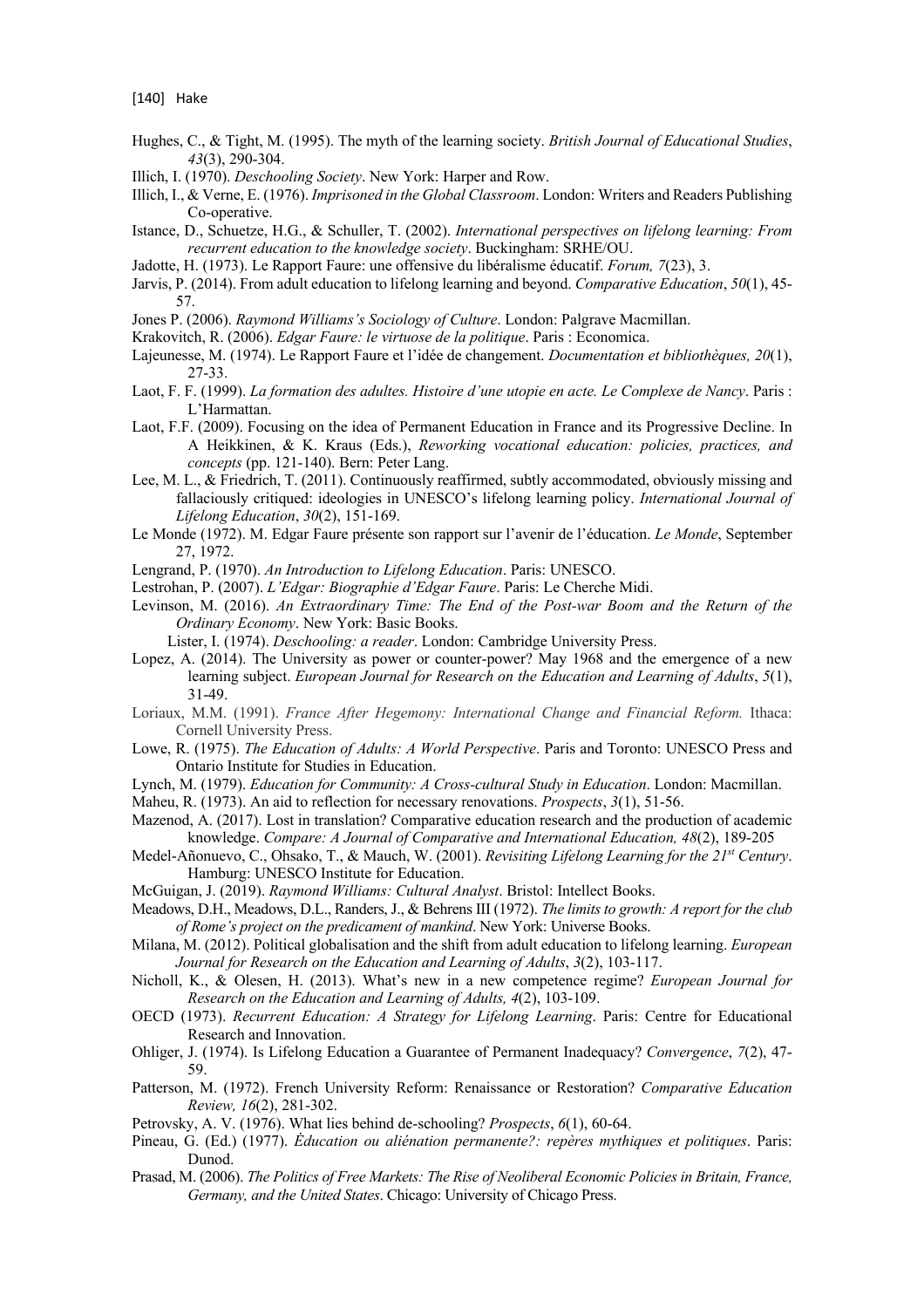Hughes, C., & Tight, M. (1995). The myth of the learning society. *British Journal of Educational Studies*, *43*(3), 290-304.

Illich, I. (1970). *Deschooling Society*. New York: Harper and Row.

Illich, I., & Verne, E. (1976). *Imprisoned in the Global Classroom*. London: Writers and Readers Publishing Co-operative.

Istance, D., Schuetze, H.G., & Schuller, T. (2002). *International perspectives on lifelong learning: From recurrent education to the knowledge society*. Buckingham: SRHE/OU.

Jadotte, H. (1973). Le Rapport Faure: une offensive du libéralisme éducatif. *Forum, 7*(23), 3.

Jarvis, P. (2014). From adult education to lifelong learning and beyond. *Comparative Education*, *50*(1), 45-57.

Jones P. (2006). *Raymond Williams's Sociology of Culture*. London: Palgrave Macmillan.

Krakovitch, R. (2006). *Edgar Faure: le virtuose de la politique*. Paris : Economica.

Lajeunesse, M. (1974). Le Rapport Faure et l'idée de changement. *Documentation et bibliothèques, 20*(1), 27-33.

Laot, F. F. (1999). *La formation des adultes. Histoire d'une utopie en acte. Le Complexe de Nancy*. Paris : L'Harmattan.

Laot, F.F. (2009). Focusing on the idea of Permanent Education in France and its Progressive Decline. In A Heikkinen, & K. Kraus (Eds.), *Reworking vocational education: policies, practices, and concepts* (pp. 121-140). Bern: Peter Lang.

Lee, M. L., & Friedrich, T. (2011). Continuously reaffirmed, subtly accommodated, obviously missing and fallaciously critiqued: ideologies in UNESCO's lifelong learning policy. *International Journal of Lifelong Education*, *30*(2), 151-169.

Le Monde (1972). M. Edgar Faure présente son rapport sur l'avenir de l'éducation. *Le Monde*, September 27, 1972.

Lengrand, P. (1970). *An Introduction to Lifelong Education*. Paris: UNESCO.

Lestrohan, P. (2007). *L'Edgar: Biographie d'Edgar Faure*. Paris: Le Cherche Midi.

Levinson, M. (2016). *An Extraordinary Time: The End of the Post-war Boom and the Return of the Ordinary Economy*. New York: Basic Books.

Lister, I. (1974). *Deschooling: a reader*. London: Cambridge University Press.

Lopez, A. (2014). The University as power or counter-power? May 1968 and the emergence of a new learning subject. *European Journal for Research on the Education and Learning of Adults*, *5*(1), 31-49.

Loriaux, M.M. (1991). *France After Hegemony: International Change and Financial Reform.* Ithaca: Cornell University Press.

Lowe, R. (1975). *The Education of Adults: A World Perspective*. Paris and Toronto: UNESCO Press and Ontario Institute for Studies in Education.

Lynch, M. (1979). *Education for Community: A Cross-cultural Study in Education*. London: Macmillan.

Maheu, R. (1973). An aid to reflection for necessary renovations. *Prospects*, *3*(1), 51-56.

Mazenod, A. (2017). Lost in translation? Comparative education research and the production of academic knowledge. *Compare: A Journal of Comparative and International Education, 48*(2), 189-205

Medel-Añonuevo, C., Ohsako, T., & Mauch, W. (2001). *Revisiting Lifelong Learning for the 21st Century*. Hamburg: UNESCO Institute for Education.

McGuigan, J. (2019). *Raymond Williams: Cultural Analyst*. Bristol: Intellect Books.

Meadows, D.H., Meadows, D.L., Randers, J., & Behrens III (1972). *The limits to growth: A report for the club of Rome's project on the predicament of mankind*. New York: Universe Books.

Milana, M. (2012). Political globalisation and the shift from adult education to lifelong learning. *European Journal for Research on the Education and Learning of Adults*, *3*(2), 103-117.

Nicholl, K., & Olesen, H. (2013). What's new in a new competence regime? *European Journal for Research on the Education and Learning of Adults, 4*(2), 103-109.

OECD (1973). *Recurrent Education: A Strategy for Lifelong Learning*. Paris: Centre for Educational Research and Innovation.

Ohliger, J. (1974). Is Lifelong Education a Guarantee of Permanent Inadequacy? *Convergence*, *7*(2), 47-59.

Patterson, M. (1972). French University Reform: Renaissance or Restoration? *Comparative Education Review, 16*(2), 281-302.

Petrovsky, A. V. (1976). What lies behind de-schooling? *Prospects*, *6*(1), 60-64.

Pineau, G. (Ed.) (1977). *Èducation ou aliénation permanente?: repères mythiques et politiques*. Paris: Dunod.

Prasad, M. (2006). *The Politics of Free Markets: The Rise of Neoliberal Economic Policies in Britain, France, Germany, and the United States*. Chicago: University of Chicago Press.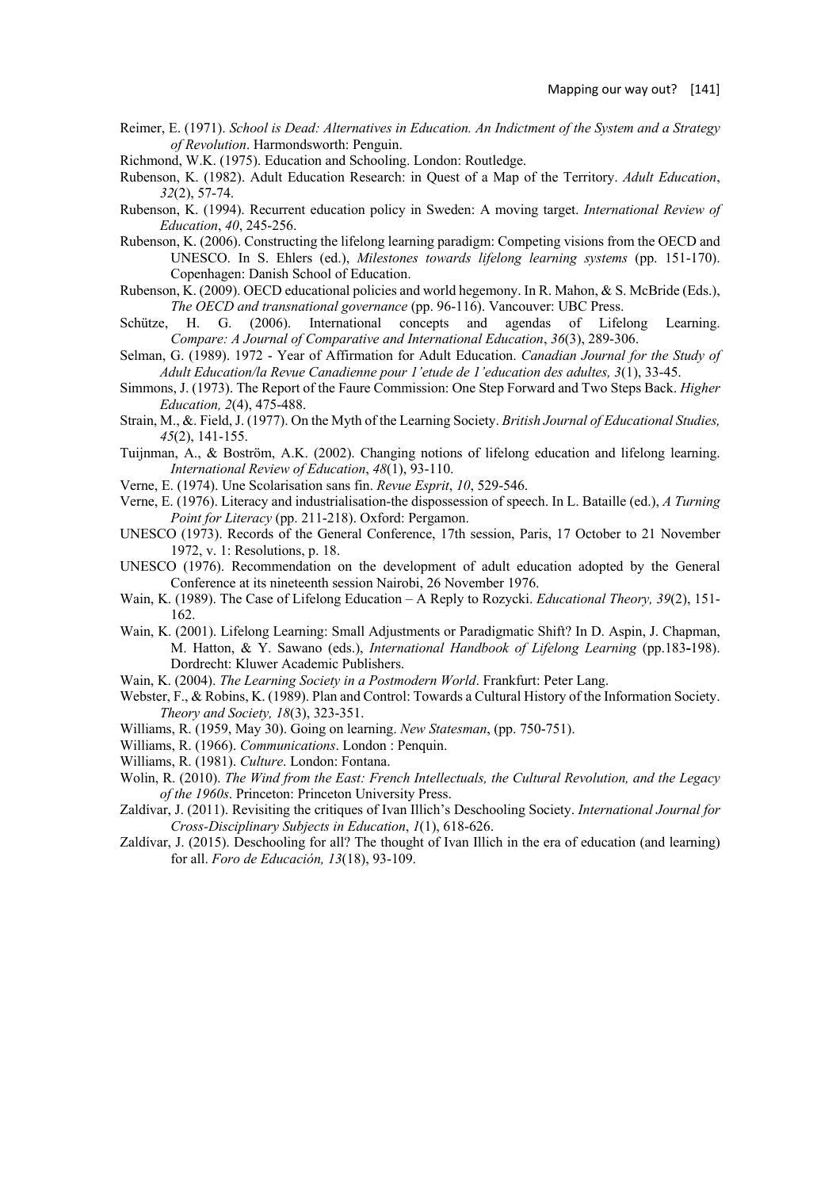Reimer, E. (1971). *School is Dead: Alternatives in Education. An Indictment of the System and a Strategy of Revolution*. Harmondsworth: Penguin.

Richmond, W.K. (1975). Education and Schooling. London: Routledge.

Rubenson, K. (1982). Adult Education Research: in Quest of a Map of the Territory. *Adult Education*, *32*(2), 57-74.

Rubenson, K. (1994). Recurrent education policy in Sweden: A moving target. *International Review of Education*, *40*, 245-256.

Rubenson, K. (2006). Constructing the lifelong learning paradigm: Competing visions from the OECD and UNESCO. In S. Ehlers (ed.), *Milestones towards lifelong learning systems* (pp. 151-170). Copenhagen: Danish School of Education.

Rubenson, K. (2009). OECD educational policies and world hegemony. In R. Mahon, & S. McBride (Eds.), *The OECD and transnational governance* (pp. 96-116). Vancouver: UBC Press.

Schütze, H. G. (2006). International concepts and agendas of Lifelong Learning. *Compare: A Journal of Comparative and International Education*, *36*(3), 289-306.

Selman, G. (1989). 1972 - Year of Affirmation for Adult Education. *Canadian Journal for the Study of Adult Education/la Revue Canadienne pour l'etude de l'education des adultes, 3*(1), 33-45.

Simmons, J. (1973). The Report of the Faure Commission: One Step Forward and Two Steps Back. *Higher Education, 2*(4), 475-488.

Strain, M., &. Field, J. (1977). On the Myth of the Learning Society. *British Journal of Educational Studies, 45*(2), 141-155.

Tuijnman, A., & Boström, A.K. (2002). Changing notions of lifelong education and lifelong learning. *International Review of Education*, *48*(1), 93-110.

Verne, E. (1974). Une Scolarisation sans fin. *Revue Esprit*, *10*, 529-546.

Verne, E. (1976). Literacy and industrialisation-the dispossession of speech. In L. Bataille (ed.), *A Turning Point for Literacy* (pp. 211-218). Oxford: Pergamon.

UNESCO (1973). Records of the General Conference, 17th session, Paris, 17 October to 21 November 1972, v. 1: Resolutions, p. 18.

UNESCO (1976). Recommendation on the development of adult education adopted by the General Conference at its nineteenth session Nairobi, 26 November 1976.

Wain, K. (1989). The Case of Lifelong Education – A Reply to Rozycki. *Educational Theory, 39*(2), 151-162.

Wain, K. (2001). Lifelong Learning: Small Adjustments or Paradigmatic Shift? In D. Aspin, J. Chapman, M. Hatton, & Y. Sawano (eds.), *International Handbook of Lifelong Learning* (pp.183-198). Dordrecht: Kluwer Academic Publishers.

Wain, K. (2004). *The Learning Society in a Postmodern World*. Frankfurt: Peter Lang.

Webster, F., & Robins, K. (1989). Plan and Control: Towards a Cultural History of the Information Society. *Theory and Society, 18*(3), 323-351.

Williams, R. (1959, May 30). Going on learning. *New Statesman*, (pp. 750-751).

Williams, R. (1966). *Communications*. London : Penquin.

Williams, R. (1981). *Culture*. London: Fontana.

Wolin, R. (2010). *The Wind from the East: French Intellectuals, the Cultural Revolution, and the Legacy of the 1960s*. Princeton: Princeton University Press.

Zaldívar, J. (2011). Revisiting the critiques of Ivan Illich's Deschooling Society. *International Journal for Cross-Disciplinary Subjects in Education*, *1*(1), 618-626.

Zaldívar, J. (2015). Deschooling for all? The thought of Ivan Illich in the era of education (and learning) for all. *Foro de Educación, 13*(18), 93-109.